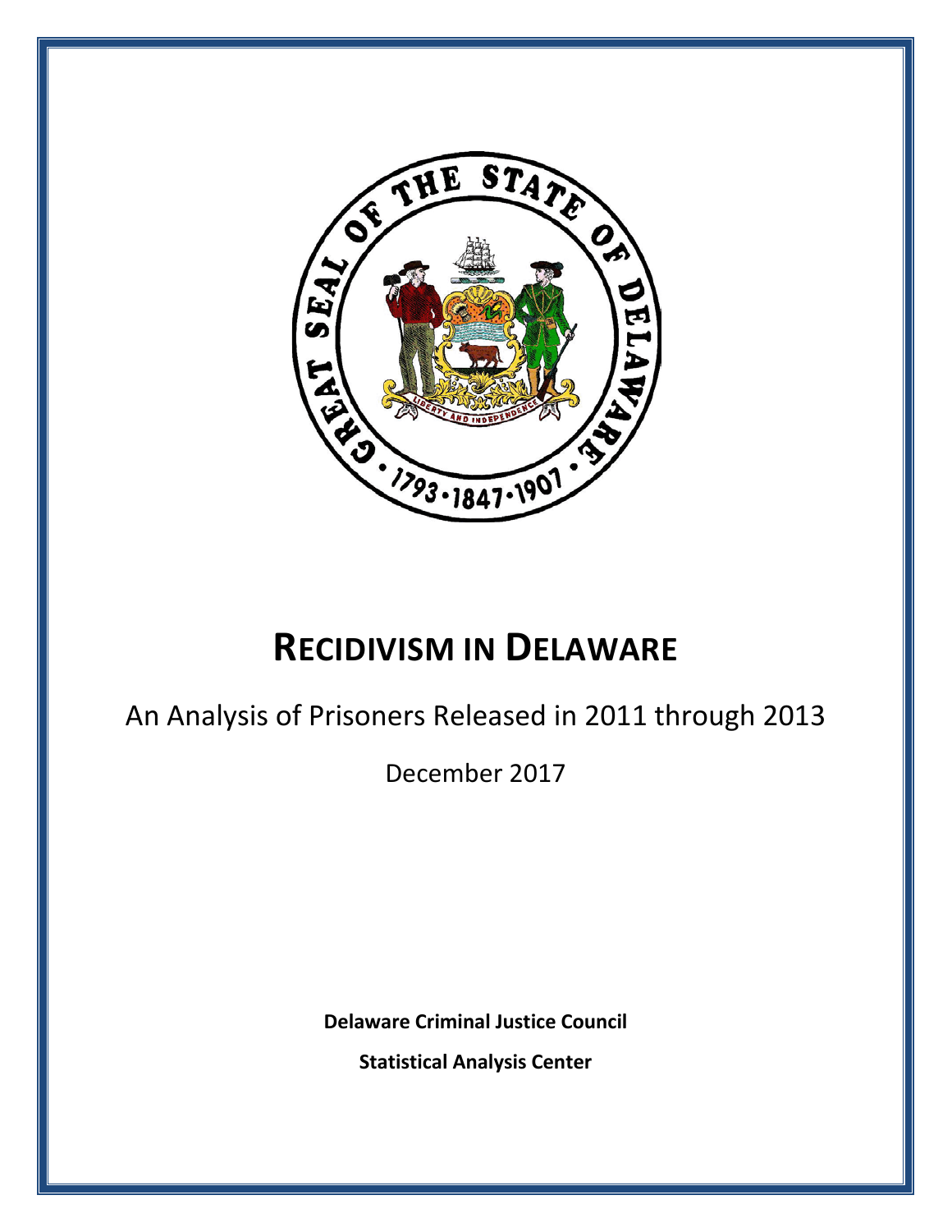# RECIDIVISM IN DELAWARE

An Analysis of Prisoners Released in 2011 through 2013

December 2017

**Delaware Criminal Justice Council**

**Statistical Analysis Center**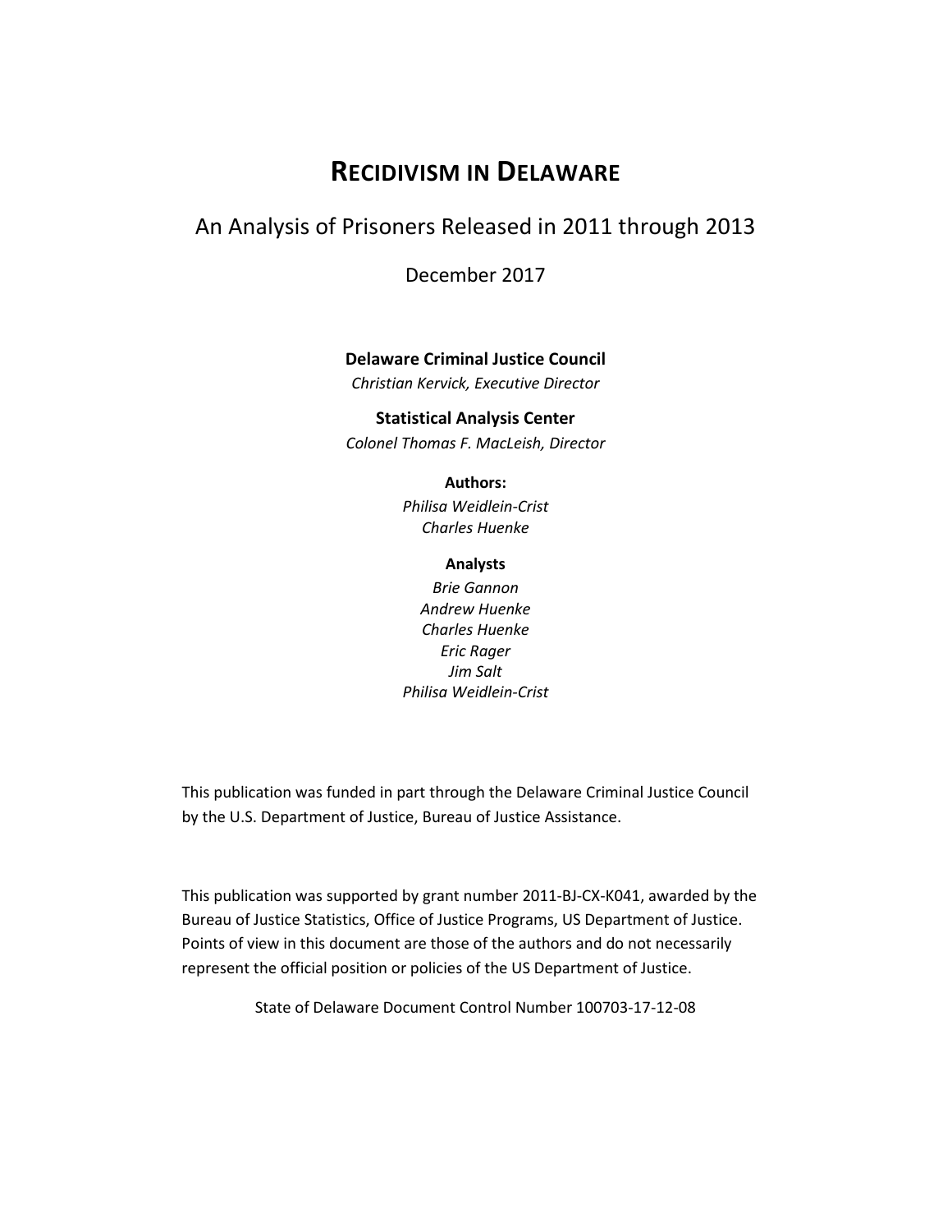# Recidivism in Delaware

## An Analysis of Prisoners Released in 2011 through 2013

December 2017

**Delaware Criminal Justice Council**

*Christian Kervick, Executive Director*

**Statistical Analysis Center**

*Colonel Thomas F. MacLeish, Director*

**Authors:**

*Philisa Weidlein-Crist*
*Charles Huenke*

**Analysts**

*Brie Gannon*
*Andrew Huenke*
*Charles Huenke*
*Eric Rager*
*Jim Salt*
*Philisa Weidlein-Crist*

This publication was funded in part through the Delaware Criminal Justice Council by the U.S. Department of Justice, Bureau of Justice Assistance.

This publication was supported by grant number 2011-BJ-CX-K041, awarded by the Bureau of Justice Statistics, Office of Justice Programs, US Department of Justice. Points of view in this document are those of the authors and do not necessarily represent the official position or policies of the US Department of Justice.

State of Delaware Document Control Number 100703-17-12-08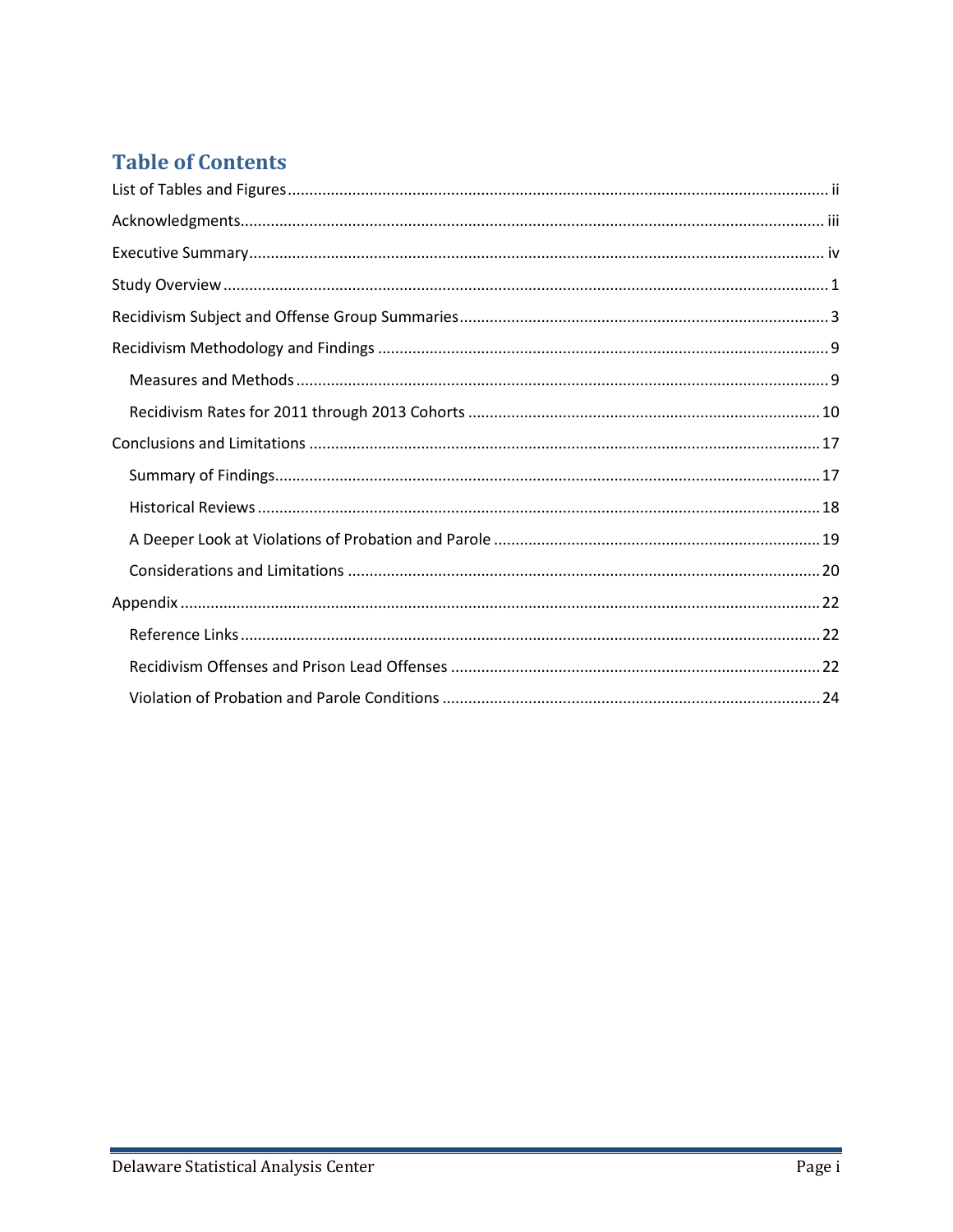# Table of Contents

- List of Tables and Figures ........ ii
- Acknowledgments ........ iii
- Executive Summary ........ iv
- Study Overview ........ 1
- Recidivism Subject and Offense Group Summaries ........ 3
- Recidivism Methodology and Findings ........ 9
  - Measures and Methods ........ 9
  - Recidivism Rates for 2011 through 2013 Cohorts ........ 10
- Conclusions and Limitations ........ 17
  - Summary of Findings ........ 17
  - Historical Reviews ........ 18
  - A Deeper Look at Violations of Probation and Parole ........ 19
  - Considerations and Limitations ........ 20
- Appendix ........ 22
  - Reference Links ........ 22
  - Recidivism Offenses and Prison Lead Offenses ........ 22
  - Violation of Probation and Parole Conditions ........ 24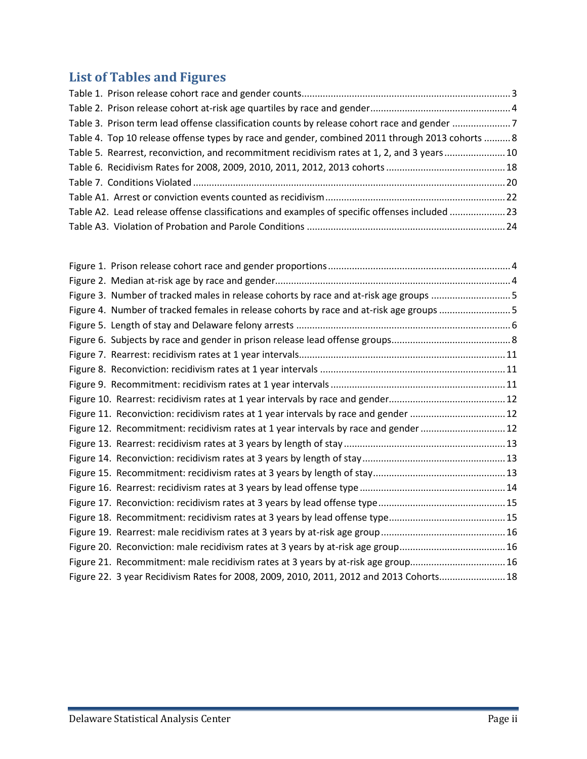## List of Tables and Figures

Table 1. Prison release cohort race and gender counts.............................................................................. 3
Table 2. Prison release cohort at-risk age quartiles by race and gender..................................................... 4
Table 3. Prison term lead offense classification counts by release cohort race and gender ...................... 7
Table 4. Top 10 release offense types by race and gender, combined 2011 through 2013 cohorts .......... 8
Table 5. Rearrest, reconviction, and recommitment recidivism rates at 1, 2, and 3 years ....................... 10
Table 6. Recidivism Rates for 2008, 2009, 2010, 2011, 2012, 2013 cohorts ............................................. 18
Table 7. Conditions Violated ..................................................................................................................... 20
Table A1. Arrest or conviction events counted as recidivism ................................................................... 22
Table A2. Lead release offense classifications and examples of specific offenses included ..................... 23
Table A3. Violation of Probation and Parole Conditions ........................................................................... 24

Figure 1. Prison release cohort race and gender proportions ..................................................................... 4
Figure 2. Median at-risk age by race and gender......................................................................................... 4
Figure 3. Number of tracked males in release cohorts by race and at-risk age groups .............................. 5
Figure 4. Number of tracked females in release cohorts by race and at-risk age groups ........................... 5
Figure 5. Length of stay and Delaware felony arrests ................................................................................. 6
Figure 6. Subjects by race and gender in prison release lead offense groups............................................. 8
Figure 7. Rearrest: recidivism rates at 1 year intervals.............................................................................. 11
Figure 8. Reconviction: recidivism rates at 1 year intervals ...................................................................... 11
Figure 9. Recommitment: recidivism rates at 1 year intervals .................................................................. 11
Figure 10. Rearrest: recidivism rates at 1 year intervals by race and gender............................................ 12
Figure 11. Reconviction: recidivism rates at 1 year intervals by race and gender .................................... 12
Figure 12. Recommitment: recidivism rates at 1 year intervals by race and gender ................................ 12
Figure 13. Rearrest: recidivism rates at 3 years by length of stay ............................................................. 13
Figure 14. Reconviction: recidivism rates at 3 years by length of stay...................................................... 13
Figure 15. Recommitment: recidivism rates at 3 years by length of stay.................................................. 13
Figure 16. Rearrest: recidivism rates at 3 years by lead offense type ....................................................... 14
Figure 17. Reconviction: recidivism rates at 3 years by lead offense type................................................ 15
Figure 18. Recommitment: recidivism rates at 3 years by lead offense type............................................ 15
Figure 19. Rearrest: male recidivism rates at 3 years by at-risk age group ............................................... 16
Figure 20. Reconviction: male recidivism rates at 3 years by at-risk age group........................................ 16
Figure 21. Recommitment: male recidivism rates at 3 years by at-risk age group.................................... 16
Figure 22. 3 year Recidivism Rates for 2008, 2009, 2010, 2011, 2012 and 2013 Cohorts......................... 18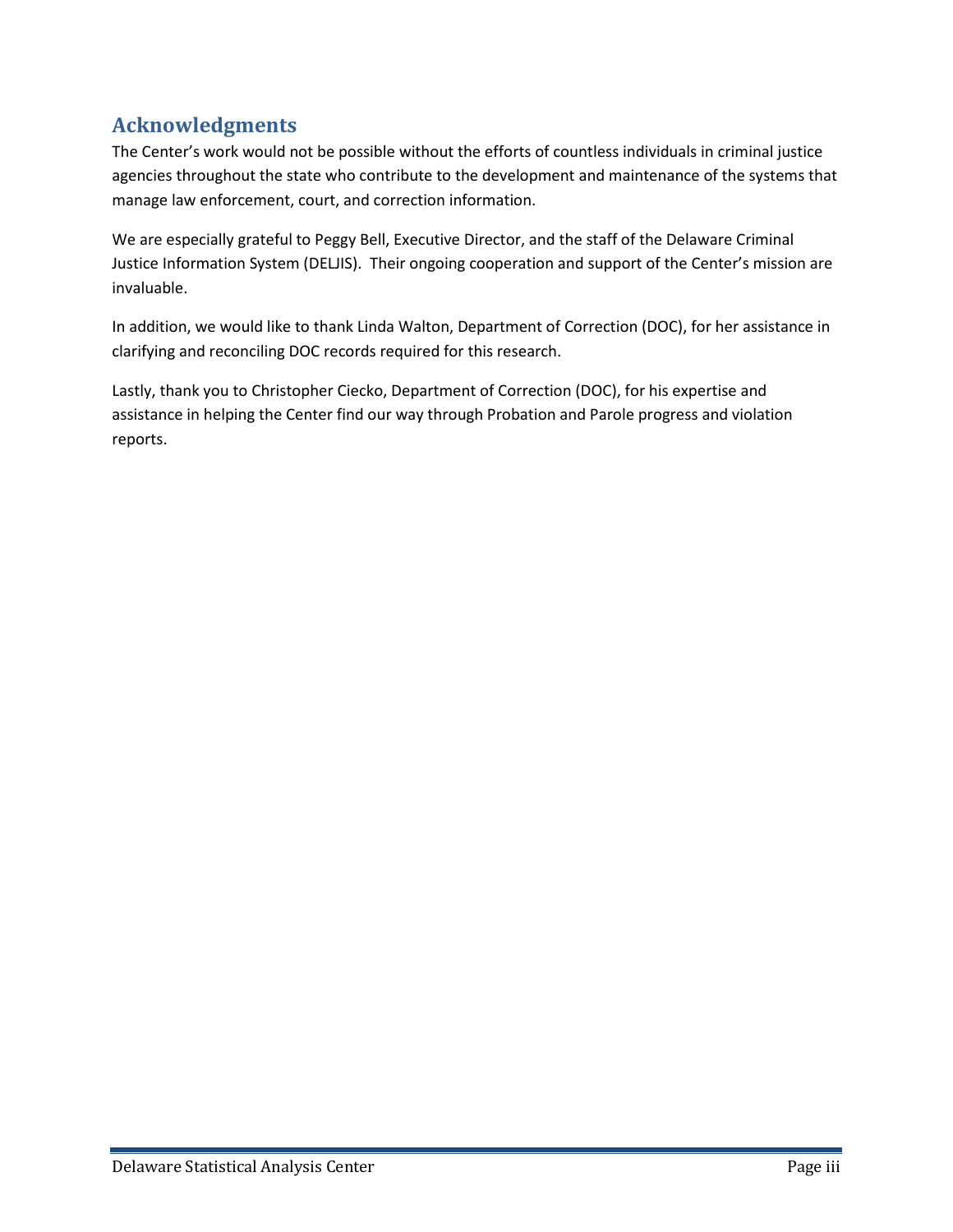## Acknowledgments

The Center's work would not be possible without the efforts of countless individuals in criminal justice agencies throughout the state who contribute to the development and maintenance of the systems that manage law enforcement, court, and correction information.

We are especially grateful to Peggy Bell, Executive Director, and the staff of the Delaware Criminal Justice Information System (DELJIS). Their ongoing cooperation and support of the Center's mission are invaluable.

In addition, we would like to thank Linda Walton, Department of Correction (DOC), for her assistance in clarifying and reconciling DOC records required for this research.

Lastly, thank you to Christopher Ciecko, Department of Correction (DOC), for his expertise and assistance in helping the Center find our way through Probation and Parole progress and violation reports.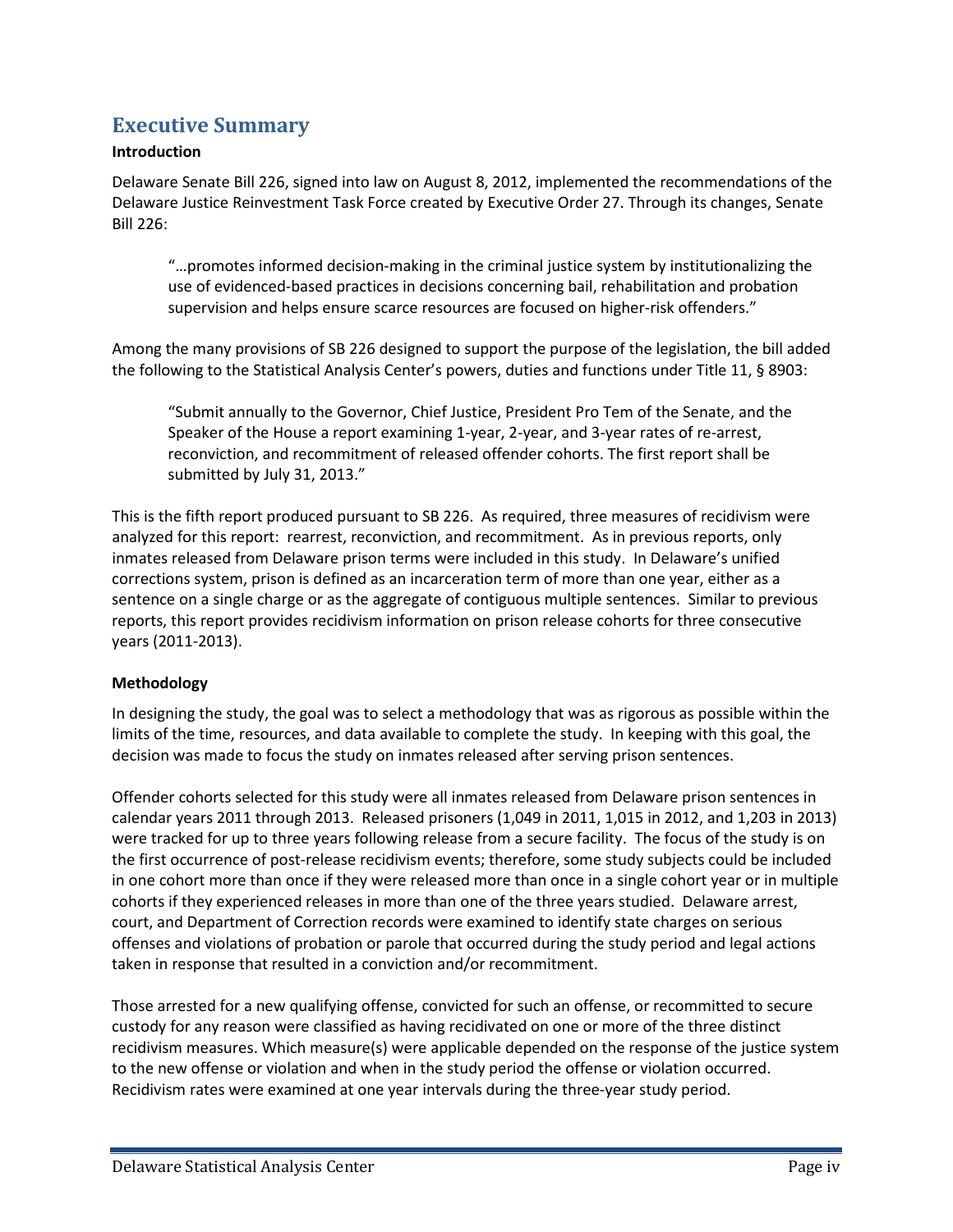## Executive Summary

**Introduction**

Delaware Senate Bill 226, signed into law on August 8, 2012, implemented the recommendations of the Delaware Justice Reinvestment Task Force created by Executive Order 27. Through its changes, Senate Bill 226:

> "…promotes informed decision-making in the criminal justice system by institutionalizing the use of evidenced-based practices in decisions concerning bail, rehabilitation and probation supervision and helps ensure scarce resources are focused on higher-risk offenders."

Among the many provisions of SB 226 designed to support the purpose of the legislation, the bill added the following to the Statistical Analysis Center's powers, duties and functions under Title 11, § 8903:

> "Submit annually to the Governor, Chief Justice, President Pro Tem of the Senate, and the Speaker of the House a report examining 1-year, 2-year, and 3-year rates of re-arrest, reconviction, and recommitment of released offender cohorts. The first report shall be submitted by July 31, 2013."

This is the fifth report produced pursuant to SB 226. As required, three measures of recidivism were analyzed for this report: rearrest, reconviction, and recommitment. As in previous reports, only inmates released from Delaware prison terms were included in this study. In Delaware's unified corrections system, prison is defined as an incarceration term of more than one year, either as a sentence on a single charge or as the aggregate of contiguous multiple sentences. Similar to previous reports, this report provides recidivism information on prison release cohorts for three consecutive years (2011-2013).

**Methodology**

In designing the study, the goal was to select a methodology that was as rigorous as possible within the limits of the time, resources, and data available to complete the study. In keeping with this goal, the decision was made to focus the study on inmates released after serving prison sentences.

Offender cohorts selected for this study were all inmates released from Delaware prison sentences in calendar years 2011 through 2013. Released prisoners (1,049 in 2011, 1,015 in 2012, and 1,203 in 2013) were tracked for up to three years following release from a secure facility. The focus of the study is on the first occurrence of post-release recidivism events; therefore, some study subjects could be included in one cohort more than once if they were released more than once in a single cohort year or in multiple cohorts if they experienced releases in more than one of the three years studied. Delaware arrest, court, and Department of Correction records were examined to identify state charges on serious offenses and violations of probation or parole that occurred during the study period and legal actions taken in response that resulted in a conviction and/or recommitment.

Those arrested for a new qualifying offense, convicted for such an offense, or recommitted to secure custody for any reason were classified as having recidivated on one or more of the three distinct recidivism measures. Which measure(s) were applicable depended on the response of the justice system to the new offense or violation and when in the study period the offense or violation occurred. Recidivism rates were examined at one year intervals during the three-year study period.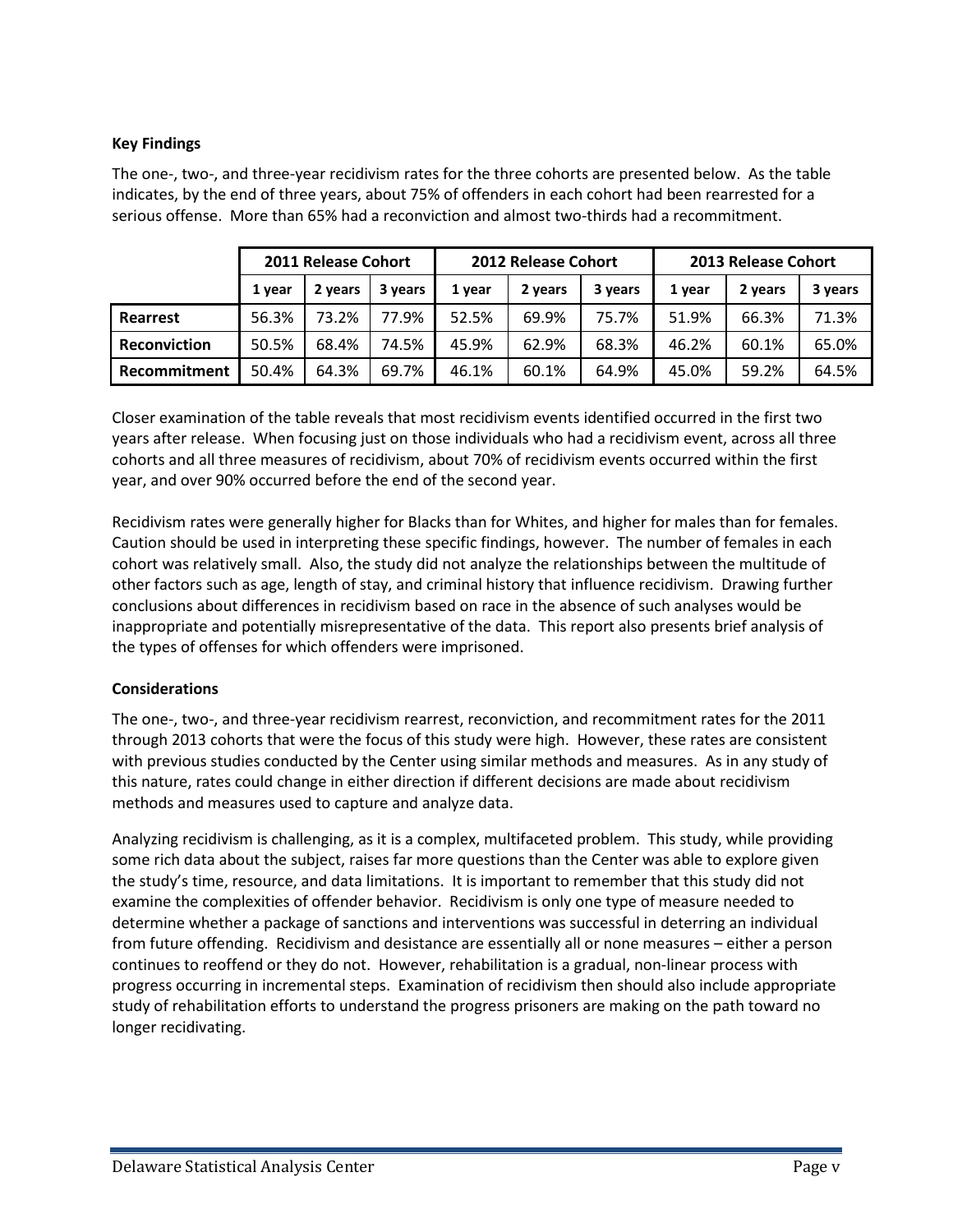**Key Findings**

The one-, two-, and three-year recidivism rates for the three cohorts are presented below. As the table indicates, by the end of three years, about 75% of offenders in each cohort had been rearrested for a serious offense. More than 65% had a reconviction and almost two-thirds had a recommitment.

| | 2011 Release Cohort | | | 2012 Release Cohort | | | 2013 Release Cohort | | |
|---|---|---|---|---|---|---|---|---|---|
| | 1 year | 2 years | 3 years | 1 year | 2 years | 3 years | 1 year | 2 years | 3 years |
| **Rearrest** | 56.3% | 73.2% | 77.9% | 52.5% | 69.9% | 75.7% | 51.9% | 66.3% | 71.3% |
| **Reconviction** | 50.5% | 68.4% | 74.5% | 45.9% | 62.9% | 68.3% | 46.2% | 60.1% | 65.0% |
| **Recommitment** | 50.4% | 64.3% | 69.7% | 46.1% | 60.1% | 64.9% | 45.0% | 59.2% | 64.5% |

Closer examination of the table reveals that most recidivism events identified occurred in the first two years after release. When focusing just on those individuals who had a recidivism event, across all three cohorts and all three measures of recidivism, about 70% of recidivism events occurred within the first year, and over 90% occurred before the end of the second year.

Recidivism rates were generally higher for Blacks than for Whites, and higher for males than for females. Caution should be used in interpreting these specific findings, however. The number of females in each cohort was relatively small. Also, the study did not analyze the relationships between the multitude of other factors such as age, length of stay, and criminal history that influence recidivism. Drawing further conclusions about differences in recidivism based on race in the absence of such analyses would be inappropriate and potentially misrepresentative of the data. This report also presents brief analysis of the types of offenses for which offenders were imprisoned.

**Considerations**

The one-, two-, and three-year recidivism rearrest, reconviction, and recommitment rates for the 2011 through 2013 cohorts that were the focus of this study were high. However, these rates are consistent with previous studies conducted by the Center using similar methods and measures. As in any study of this nature, rates could change in either direction if different decisions are made about recidivism methods and measures used to capture and analyze data.

Analyzing recidivism is challenging, as it is a complex, multifaceted problem. This study, while providing some rich data about the subject, raises far more questions than the Center was able to explore given the study's time, resource, and data limitations. It is important to remember that this study did not examine the complexities of offender behavior. Recidivism is only one type of measure needed to determine whether a package of sanctions and interventions was successful in deterring an individual from future offending. Recidivism and desistance are essentially all or none measures – either a person continues to reoffend or they do not. However, rehabilitation is a gradual, non-linear process with progress occurring in incremental steps. Examination of recidivism then should also include appropriate study of rehabilitation efforts to understand the progress prisoners are making on the path toward no longer recidivating.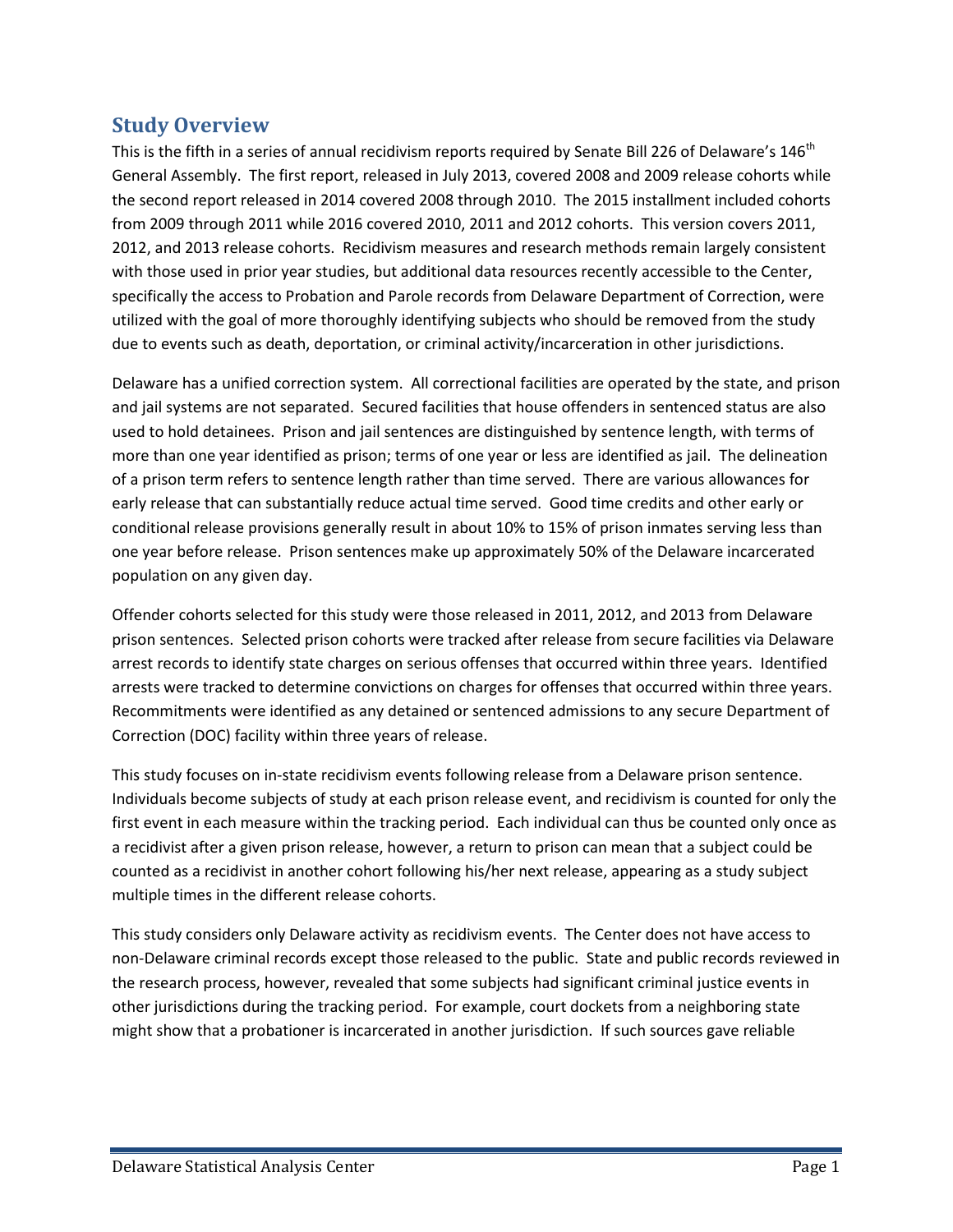## Study Overview

This is the fifth in a series of annual recidivism reports required by Senate Bill 226 of Delaware's 146th General Assembly. The first report, released in July 2013, covered 2008 and 2009 release cohorts while the second report released in 2014 covered 2008 through 2010. The 2015 installment included cohorts from 2009 through 2011 while 2016 covered 2010, 2011 and 2012 cohorts. This version covers 2011, 2012, and 2013 release cohorts. Recidivism measures and research methods remain largely consistent with those used in prior year studies, but additional data resources recently accessible to the Center, specifically the access to Probation and Parole records from Delaware Department of Correction, were utilized with the goal of more thoroughly identifying subjects who should be removed from the study due to events such as death, deportation, or criminal activity/incarceration in other jurisdictions.

Delaware has a unified correction system. All correctional facilities are operated by the state, and prison and jail systems are not separated. Secured facilities that house offenders in sentenced status are also used to hold detainees. Prison and jail sentences are distinguished by sentence length, with terms of more than one year identified as prison; terms of one year or less are identified as jail. The delineation of a prison term refers to sentence length rather than time served. There are various allowances for early release that can substantially reduce actual time served. Good time credits and other early or conditional release provisions generally result in about 10% to 15% of prison inmates serving less than one year before release. Prison sentences make up approximately 50% of the Delaware incarcerated population on any given day.

Offender cohorts selected for this study were those released in 2011, 2012, and 2013 from Delaware prison sentences. Selected prison cohorts were tracked after release from secure facilities via Delaware arrest records to identify state charges on serious offenses that occurred within three years. Identified arrests were tracked to determine convictions on charges for offenses that occurred within three years. Recommitments were identified as any detained or sentenced admissions to any secure Department of Correction (DOC) facility within three years of release.

This study focuses on in-state recidivism events following release from a Delaware prison sentence. Individuals become subjects of study at each prison release event, and recidivism is counted for only the first event in each measure within the tracking period. Each individual can thus be counted only once as a recidivist after a given prison release, however, a return to prison can mean that a subject could be counted as a recidivist in another cohort following his/her next release, appearing as a study subject multiple times in the different release cohorts.

This study considers only Delaware activity as recidivism events. The Center does not have access to non-Delaware criminal records except those released to the public. State and public records reviewed in the research process, however, revealed that some subjects had significant criminal justice events in other jurisdictions during the tracking period. For example, court dockets from a neighboring state might show that a probationer is incarcerated in another jurisdiction. If such sources gave reliable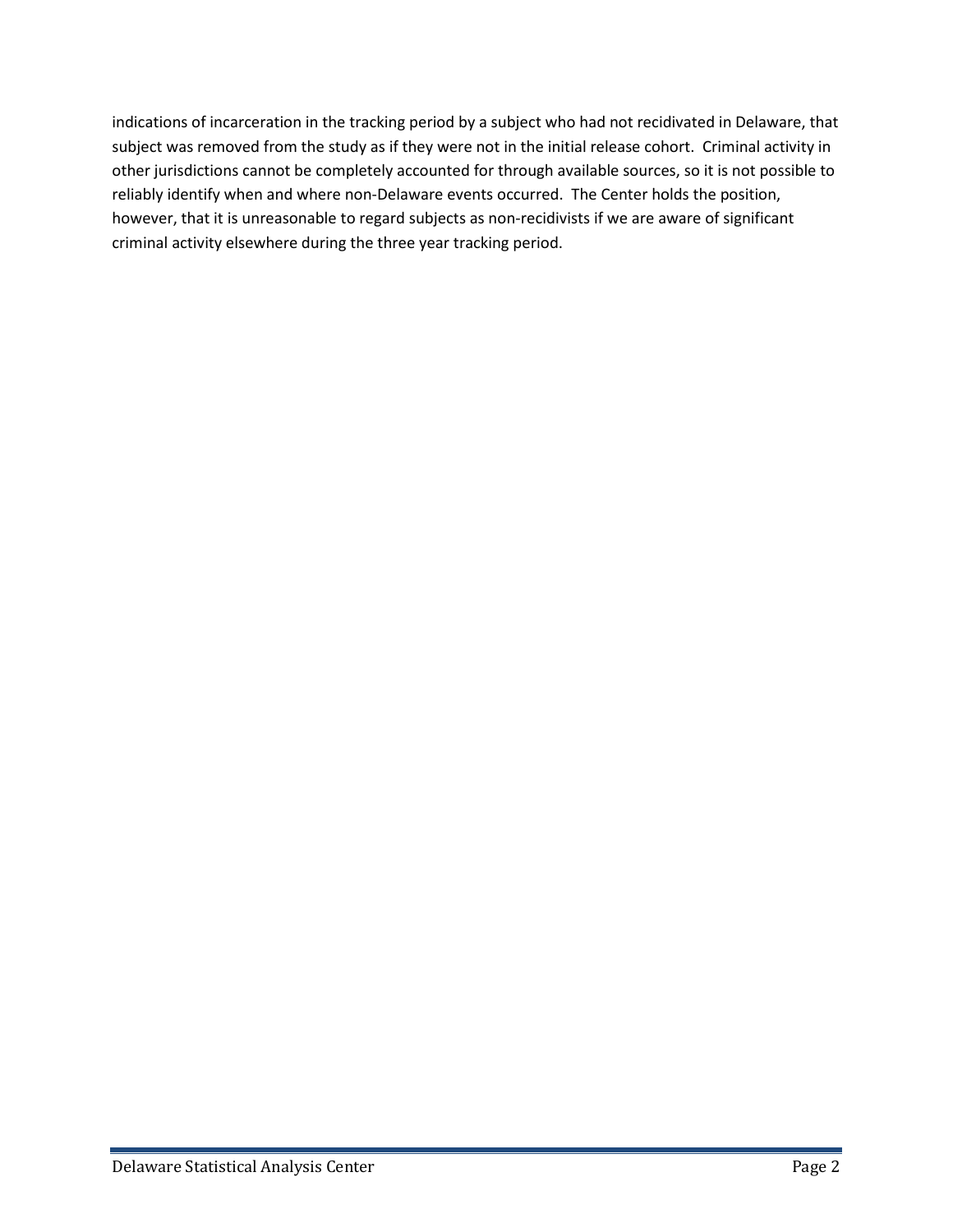indications of incarceration in the tracking period by a subject who had not recidivated in Delaware, that subject was removed from the study as if they were not in the initial release cohort. Criminal activity in other jurisdictions cannot be completely accounted for through available sources, so it is not possible to reliably identify when and where non-Delaware events occurred. The Center holds the position, however, that it is unreasonable to regard subjects as non-recidivists if we are aware of significant criminal activity elsewhere during the three year tracking period.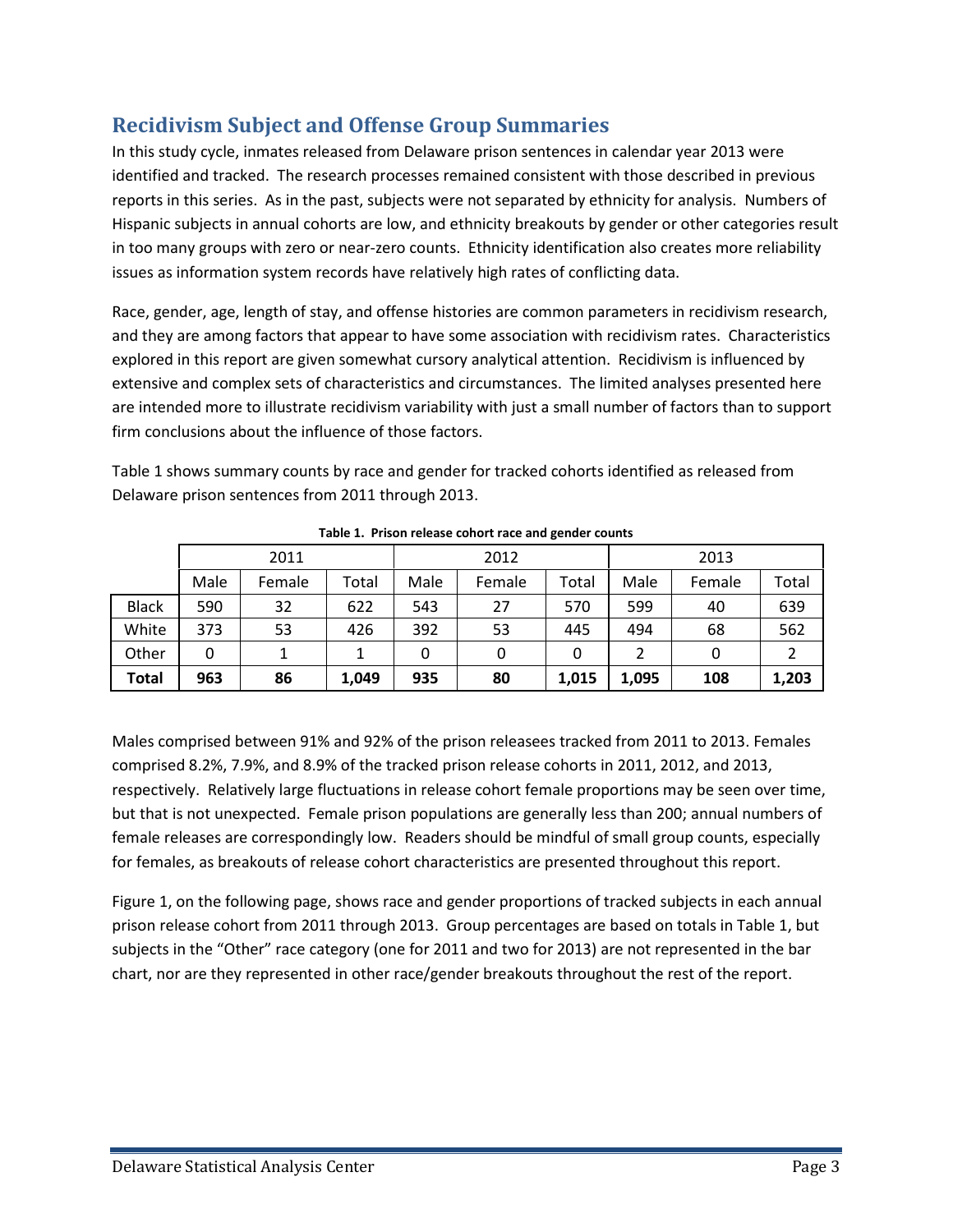## Recidivism Subject and Offense Group Summaries

In this study cycle, inmates released from Delaware prison sentences in calendar year 2013 were identified and tracked. The research processes remained consistent with those described in previous reports in this series. As in the past, subjects were not separated by ethnicity for analysis. Numbers of Hispanic subjects in annual cohorts are low, and ethnicity breakouts by gender or other categories result in too many groups with zero or near-zero counts. Ethnicity identification also creates more reliability issues as information system records have relatively high rates of conflicting data.

Race, gender, age, length of stay, and offense histories are common parameters in recidivism research, and they are among factors that appear to have some association with recidivism rates. Characteristics explored in this report are given somewhat cursory analytical attention. Recidivism is influenced by extensive and complex sets of characteristics and circumstances. The limited analyses presented here are intended more to illustrate recidivism variability with just a small number of factors than to support firm conclusions about the influence of those factors.

Table 1 shows summary counts by race and gender for tracked cohorts identified as released from Delaware prison sentences from 2011 through 2013.

**Table 1. Prison release cohort race and gender counts**

| | 2011 | | | 2012 | | | 2013 | | |
|---|---|---|---|---|---|---|---|---|---|
| | Male | Female | Total | Male | Female | Total | Male | Female | Total |
| Black | 590 | 32 | 622 | 543 | 27 | 570 | 599 | 40 | 639 |
| White | 373 | 53 | 426 | 392 | 53 | 445 | 494 | 68 | 562 |
| Other | 0 | 1 | 1 | 0 | 0 | 0 | 2 | 0 | 2 |
| **Total** | **963** | **86** | **1,049** | **935** | **80** | **1,015** | **1,095** | **108** | **1,203** |

Males comprised between 91% and 92% of the prison releasees tracked from 2011 to 2013. Females comprised 8.2%, 7.9%, and 8.9% of the tracked prison release cohorts in 2011, 2012, and 2013, respectively. Relatively large fluctuations in release cohort female proportions may be seen over time, but that is not unexpected. Female prison populations are generally less than 200; annual numbers of female releases are correspondingly low. Readers should be mindful of small group counts, especially for females, as breakouts of release cohort characteristics are presented throughout this report.

Figure 1, on the following page, shows race and gender proportions of tracked subjects in each annual prison release cohort from 2011 through 2013. Group percentages are based on totals in Table 1, but subjects in the "Other" race category (one for 2011 and two for 2013) are not represented in the bar chart, nor are they represented in other race/gender breakouts throughout the rest of the report.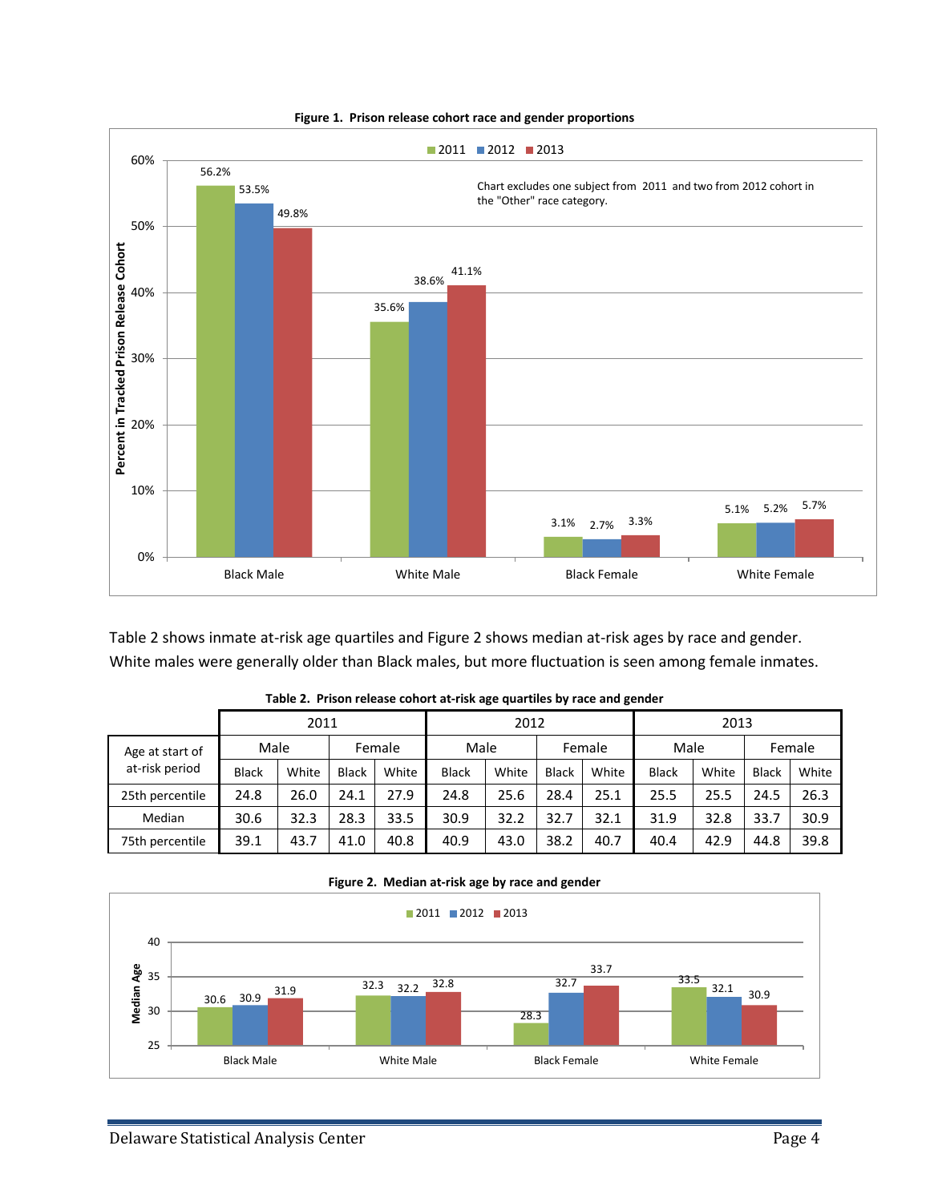**Figure 1. Prison release cohort race and gender proportions**

| | 2011 | 2012 | 2013 |
|---|---|---|---|
| Black Male | 56.2% | 53.5% | 49.8% |
| White Male | 35.6% | 38.6% | 41.1% |
| Black Female | 3.1% | 2.7% | 3.3% |
| White Female | 5.1% | 5.2% | 5.7% |

Chart excludes one subject from 2011 and two from 2012 cohort in the "Other" race category.

Table 2 shows inmate at-risk age quartiles and Figure 2 shows median at-risk ages by race and gender. White males were generally older than Black males, but more fluctuation is seen among female inmates.

**Table 2. Prison release cohort at-risk age quartiles by race and gender**

| Age at start of at-risk period | 2011 | | | | 2012 | | | | 2013 | | | |
|---|---|---|---|---|---|---|---|---|---|---|---|---|
| | Male | | Female | | Male | | Female | | Male | | Female | |
| | Black | White | Black | White | Black | White | Black | White | Black | White | Black | White |
| 25th percentile | 24.8 | 26.0 | 24.1 | 27.9 | 24.8 | 25.6 | 28.4 | 25.1 | 25.5 | 25.5 | 24.5 | 26.3 |
| Median | 30.6 | 32.3 | 28.3 | 33.5 | 30.9 | 32.2 | 32.7 | 32.1 | 31.9 | 32.8 | 33.7 | 30.9 |
| 75th percentile | 39.1 | 43.7 | 41.0 | 40.8 | 40.9 | 43.0 | 38.2 | 40.7 | 40.4 | 42.9 | 44.8 | 39.8 |

**Figure 2. Median at-risk age by race and gender**

| | 2011 | 2012 | 2013 |
|---|---|---|---|
| Black Male | 30.6 | 30.9 | 31.9 |
| White Male | 32.3 | 32.2 | 32.8 |
| Black Female | 28.3 | 32.7 | 33.7 |
| White Female | 33.5 | 32.1 | 30.9 |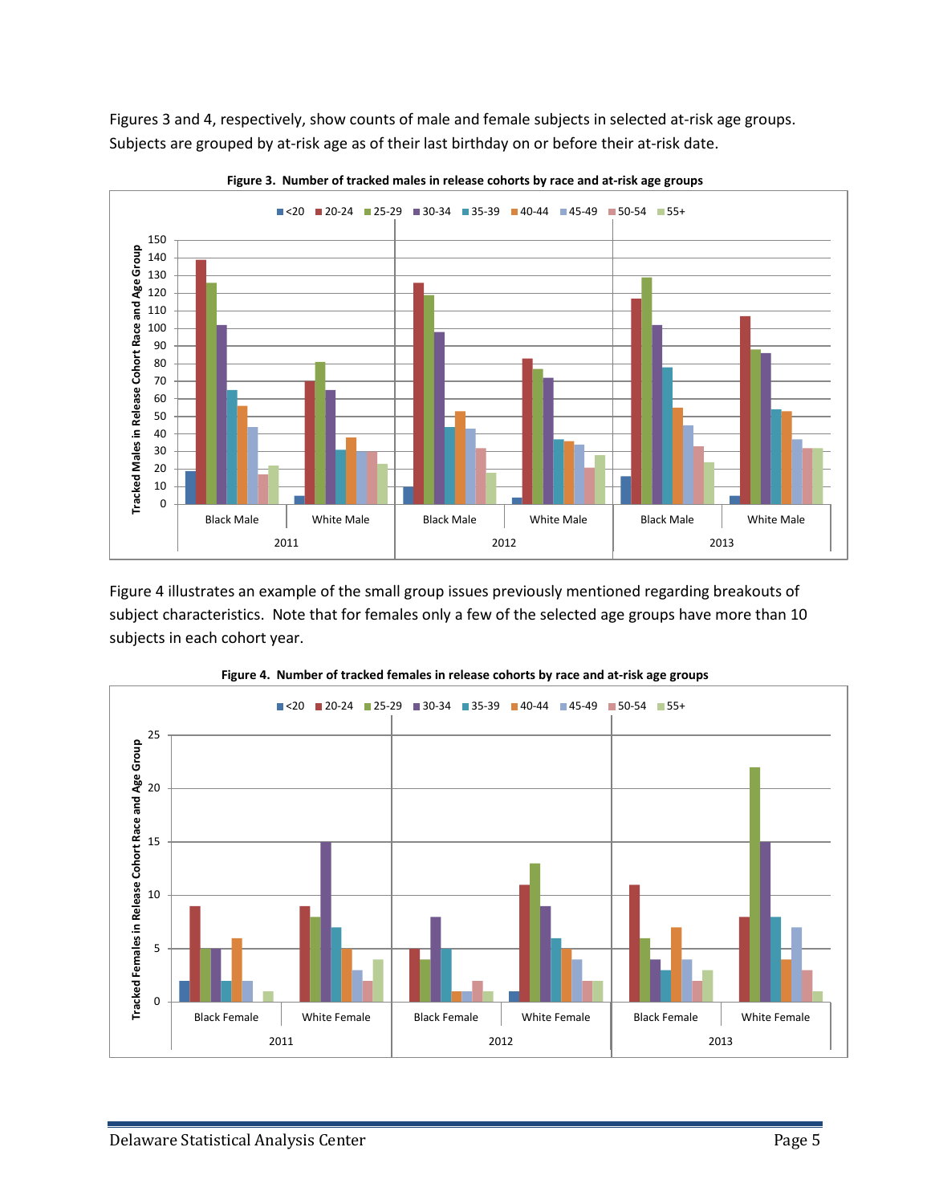Figures 3 and 4, respectively, show counts of male and female subjects in selected at-risk age groups. Subjects are grouped by at-risk age as of their last birthday on or before their at-risk date.

**Figure 3. Number of tracked males in release cohorts by race and at-risk age groups**

Figure 4 illustrates an example of the small group issues previously mentioned regarding breakouts of subject characteristics. Note that for females only a few of the selected age groups have more than 10 subjects in each cohort year.

**Figure 4. Number of tracked females in release cohorts by race and at-risk age groups**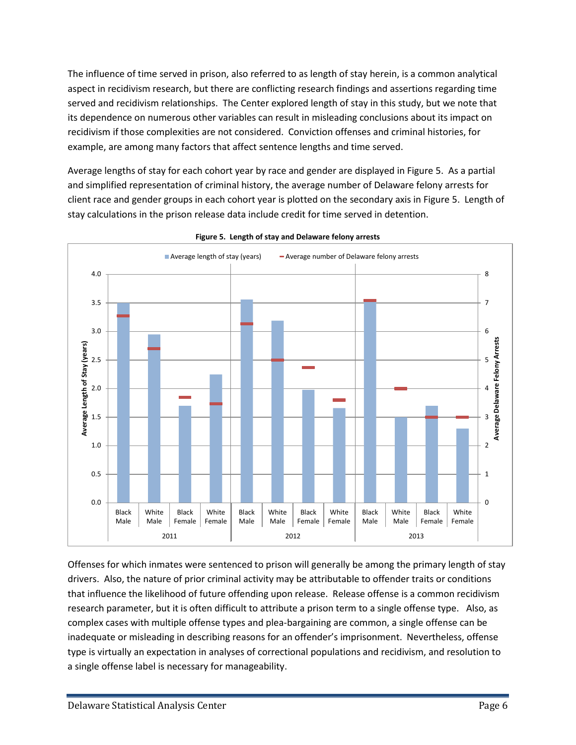The influence of time served in prison, also referred to as length of stay herein, is a common analytical aspect in recidivism research, but there are conflicting research findings and assertions regarding time served and recidivism relationships. The Center explored length of stay in this study, but we note that its dependence on numerous other variables can result in misleading conclusions about its impact on recidivism if those complexities are not considered. Conviction offenses and criminal histories, for example, are among many factors that affect sentence lengths and time served.

Average lengths of stay for each cohort year by race and gender are displayed in Figure 5. As a partial and simplified representation of criminal history, the average number of Delaware felony arrests for client race and gender groups in each cohort year is plotted on the secondary axis in Figure 5. Length of stay calculations in the prison release data include credit for time served in detention.

**Figure 5. Length of stay and Delaware felony arrests**

Offenses for which inmates were sentenced to prison will generally be among the primary length of stay drivers. Also, the nature of prior criminal activity may be attributable to offender traits or conditions that influence the likelihood of future offending upon release. Release offense is a common recidivism research parameter, but it is often difficult to attribute a prison term to a single offense type. Also, as complex cases with multiple offense types and plea-bargaining are common, a single offense can be inadequate or misleading in describing reasons for an offender's imprisonment. Nevertheless, offense type is virtually an expectation in analyses of correctional populations and recidivism, and resolution to a single offense label is necessary for manageability.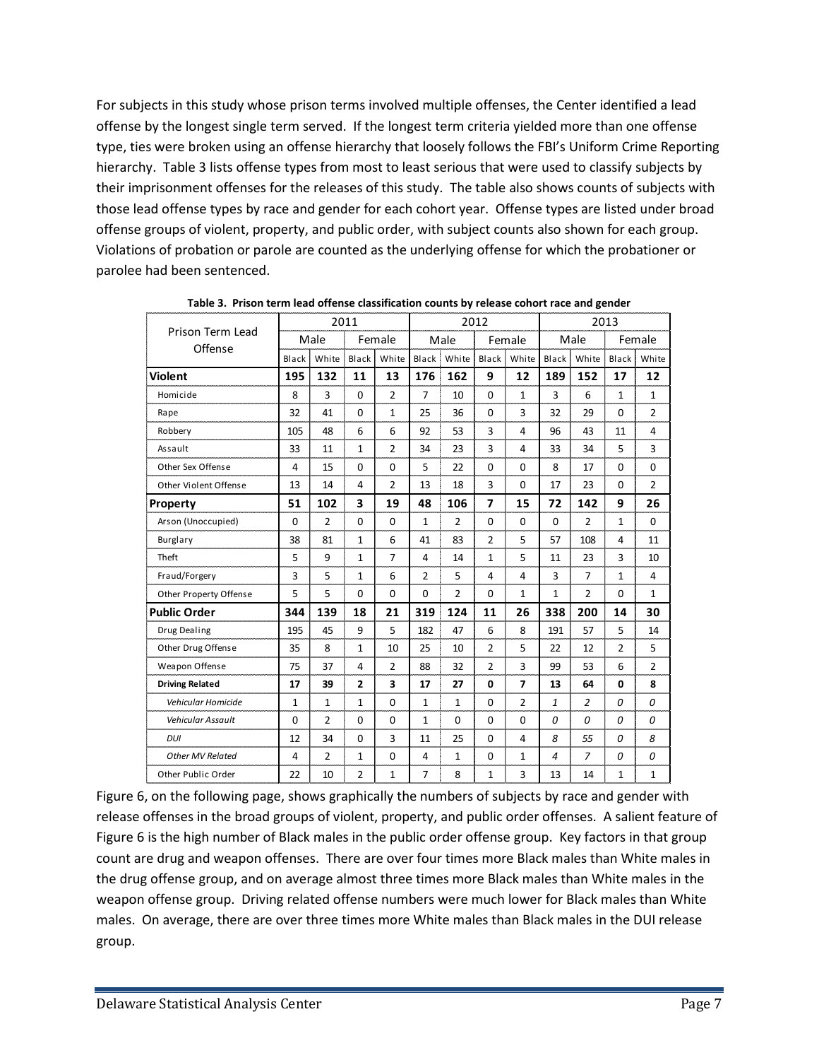For subjects in this study whose prison terms involved multiple offenses, the Center identified a lead offense by the longest single term served. If the longest term criteria yielded more than one offense type, ties were broken using an offense hierarchy that loosely follows the FBI's Uniform Crime Reporting hierarchy. Table 3 lists offense types from most to least serious that were used to classify subjects by their imprisonment offenses for the releases of this study. The table also shows counts of subjects with those lead offense types by race and gender for each cohort year. Offense types are listed under broad offense groups of violent, property, and public order, with subject counts also shown for each group. Violations of probation or parole are counted as the underlying offense for which the probationer or parolee had been sentenced.

**Table 3. Prison term lead offense classification counts by release cohort race and gender**

| Prison Term Lead Offense | 2011 | | | | 2012 | | | | 2013 | | | |
|---|---|---|---|---|---|---|---|---|---|---|---|---|
| | Male | | Female | | Male | | Female | | Male | | Female | |
| | Black | White | Black | White | Black | White | Black | White | Black | White | Black | White |
| **Violent** | **195** | **132** | **11** | **13** | **176** | **162** | **9** | **12** | **189** | **152** | **17** | **12** |
| Homicide | 8 | 3 | 0 | 2 | 7 | 10 | 0 | 1 | 3 | 6 | 1 | 1 |
| Rape | 32 | 41 | 0 | 1 | 25 | 36 | 0 | 3 | 32 | 29 | 0 | 2 |
| Robbery | 105 | 48 | 6 | 6 | 92 | 53 | 3 | 4 | 96 | 43 | 11 | 4 |
| Assault | 33 | 11 | 1 | 2 | 34 | 23 | 3 | 4 | 33 | 34 | 5 | 3 |
| Other Sex Offense | 4 | 15 | 0 | 0 | 5 | 22 | 0 | 0 | 8 | 17 | 0 | 0 |
| Other Violent Offense | 13 | 14 | 4 | 2 | 13 | 18 | 3 | 0 | 17 | 23 | 0 | 2 |
| **Property** | **51** | **102** | **3** | **19** | **48** | **106** | **7** | **15** | **72** | **142** | **9** | **26** |
| Arson (Unoccupied) | 0 | 2 | 0 | 0 | 1 | 2 | 0 | 0 | 0 | 2 | 1 | 0 |
| Burglary | 38 | 81 | 1 | 6 | 41 | 83 | 2 | 5 | 57 | 108 | 4 | 11 |
| Theft | 5 | 9 | 1 | 7 | 4 | 14 | 1 | 5 | 11 | 23 | 3 | 10 |
| Fraud/Forgery | 3 | 5 | 1 | 6 | 2 | 5 | 4 | 4 | 3 | 7 | 1 | 4 |
| Other Property Offense | 5 | 5 | 0 | 0 | 0 | 2 | 0 | 1 | 1 | 2 | 0 | 1 |
| **Public Order** | **344** | **139** | **18** | **21** | **319** | **124** | **11** | **26** | **338** | **200** | **14** | **30** |
| Drug Dealing | 195 | 45 | 9 | 5 | 182 | 47 | 6 | 8 | 191 | 57 | 5 | 14 |
| Other Drug Offense | 35 | 8 | 1 | 10 | 25 | 10 | 2 | 5 | 22 | 12 | 2 | 5 |
| Weapon Offense | 75 | 37 | 4 | 2 | 88 | 32 | 2 | 3 | 99 | 53 | 6 | 2 |
| **Driving Related** | **17** | **39** | **2** | **3** | **17** | **27** | **0** | **7** | **13** | **64** | **0** | **8** |
| *Vehicular Homicide* | 1 | 1 | 1 | 0 | 1 | 1 | 0 | 2 | *1* | *2* | *0* | *0* |
| *Vehicular Assault* | 0 | 2 | 0 | 0 | 1 | 0 | 0 | 0 | *0* | *0* | *0* | *0* |
| *DUI* | 12 | 34 | 0 | 3 | 11 | 25 | 0 | 4 | *8* | *55* | *0* | *8* |
| *Other MV Related* | 4 | 2 | 1 | 0 | 4 | 1 | 0 | 1 | *4* | *7* | *0* | *0* |
| Other Public Order | 22 | 10 | 2 | 1 | 7 | 8 | 1 | 3 | 13 | 14 | 1 | 1 |

Figure 6, on the following page, shows graphically the numbers of subjects by race and gender with release offenses in the broad groups of violent, property, and public order offenses. A salient feature of Figure 6 is the high number of Black males in the public order offense group. Key factors in that group count are drug and weapon offenses. There are over four times more Black males than White males in the drug offense group, and on average almost three times more Black males than White males in the weapon offense group. Driving related offense numbers were much lower for Black males than White males. On average, there are over three times more White males than Black males in the DUI release group.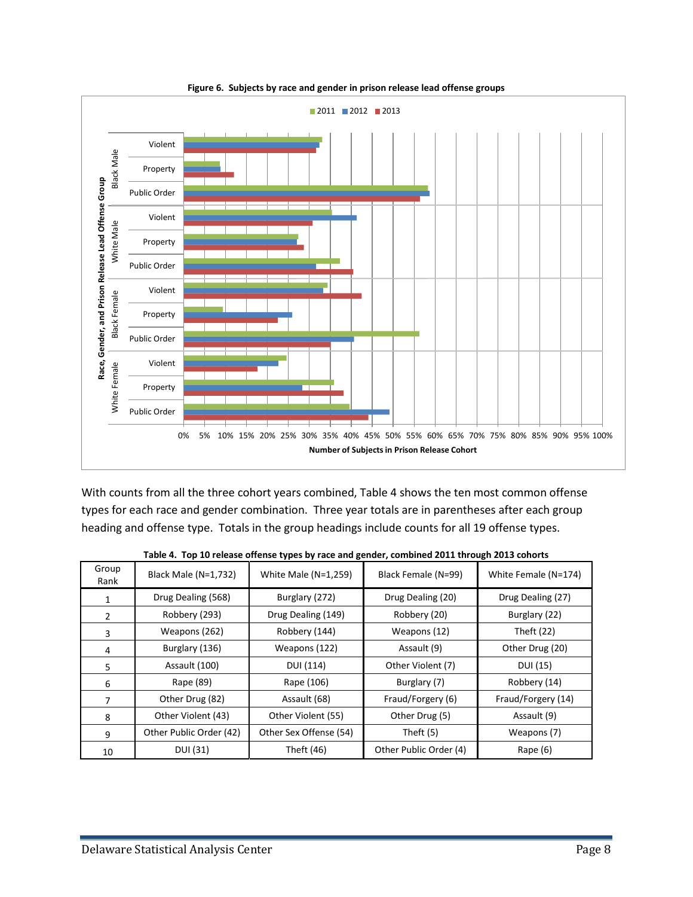**Figure 6. Subjects by race and gender in prison release lead offense groups**

With counts from all the three cohort years combined, Table 4 shows the ten most common offense types for each race and gender combination. Three year totals are in parentheses after each group heading and offense type. Totals in the group headings include counts for all 19 offense types.

**Table 4. Top 10 release offense types by race and gender, combined 2011 through 2013 cohorts**

| Group Rank | Black Male (N=1,732) | White Male (N=1,259) | Black Female (N=99) | White Female (N=174) |
|---|---|---|---|---|
| 1 | Drug Dealing (568) | Burglary (272) | Drug Dealing (20) | Drug Dealing (27) |
| 2 | Robbery (293) | Drug Dealing (149) | Robbery (20) | Burglary (22) |
| 3 | Weapons (262) | Robbery (144) | Weapons (12) | Theft (22) |
| 4 | Burglary (136) | Weapons (122) | Assault (9) | Other Drug (20) |
| 5 | Assault (100) | DUI (114) | Other Violent (7) | DUI (15) |
| 6 | Rape (89) | Rape (106) | Burglary (7) | Robbery (14) |
| 7 | Other Drug (82) | Assault (68) | Fraud/Forgery (6) | Fraud/Forgery (14) |
| 8 | Other Violent (43) | Other Violent (55) | Other Drug (5) | Assault (9) |
| 9 | Other Public Order (42) | Other Sex Offense (54) | Theft (5) | Weapons (7) |
| 10 | DUI (31) | Theft (46) | Other Public Order (4) | Rape (6) |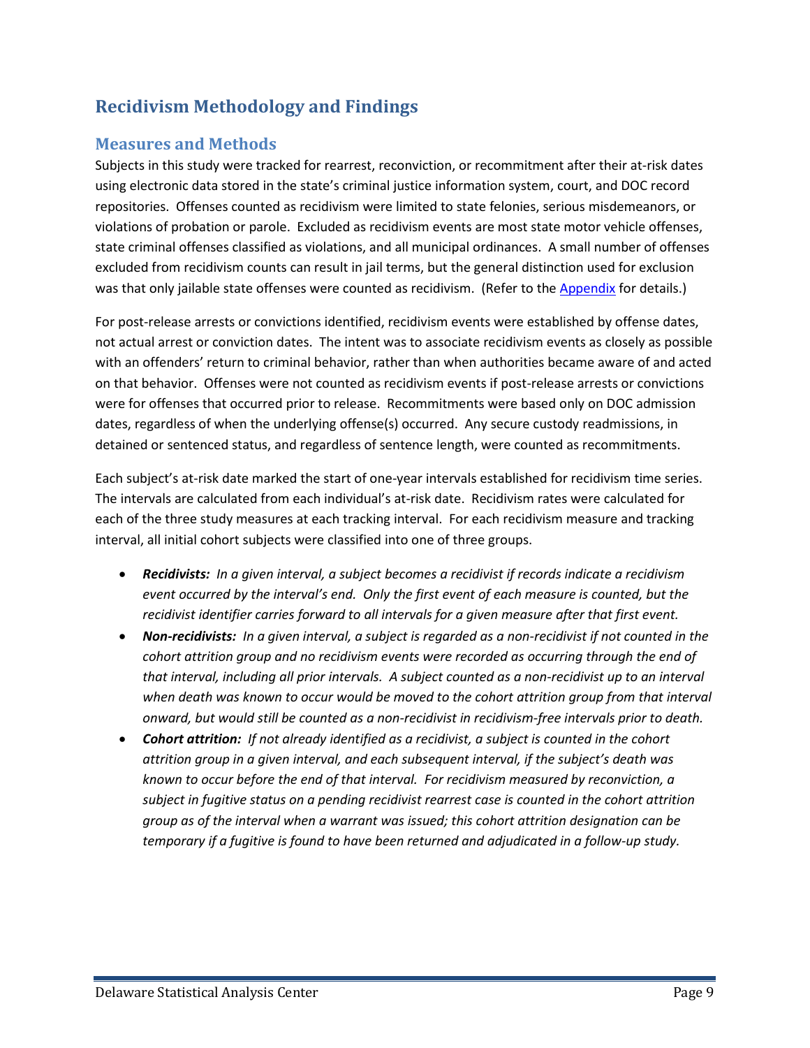# Recidivism Methodology and Findings

## Measures and Methods

Subjects in this study were tracked for rearrest, reconviction, or recommitment after their at-risk dates using electronic data stored in the state's criminal justice information system, court, and DOC record repositories. Offenses counted as recidivism were limited to state felonies, serious misdemeanors, or violations of probation or parole. Excluded as recidivism events are most state motor vehicle offenses, state criminal offenses classified as violations, and all municipal ordinances. A small number of offenses excluded from recidivism counts can result in jail terms, but the general distinction used for exclusion was that only jailable state offenses were counted as recidivism. (Refer to the Appendix for details.)

For post-release arrests or convictions identified, recidivism events were established by offense dates, not actual arrest or conviction dates. The intent was to associate recidivism events as closely as possible with an offenders' return to criminal behavior, rather than when authorities became aware of and acted on that behavior. Offenses were not counted as recidivism events if post-release arrests or convictions were for offenses that occurred prior to release. Recommitments were based only on DOC admission dates, regardless of when the underlying offense(s) occurred. Any secure custody readmissions, in detained or sentenced status, and regardless of sentence length, were counted as recommitments.

Each subject's at-risk date marked the start of one-year intervals established for recidivism time series. The intervals are calculated from each individual's at-risk date. Recidivism rates were calculated for each of the three study measures at each tracking interval. For each recidivism measure and tracking interval, all initial cohort subjects were classified into one of three groups.

- ***Recidivists:*** *In a given interval, a subject becomes a recidivist if records indicate a recidivism event occurred by the interval's end. Only the first event of each measure is counted, but the recidivist identifier carries forward to all intervals for a given measure after that first event.*
- ***Non-recidivists:*** *In a given interval, a subject is regarded as a non-recidivist if not counted in the cohort attrition group and no recidivism events were recorded as occurring through the end of that interval, including all prior intervals. A subject counted as a non-recidivist up to an interval when death was known to occur would be moved to the cohort attrition group from that interval onward, but would still be counted as a non-recidivist in recidivism-free intervals prior to death.*
- ***Cohort attrition:*** *If not already identified as a recidivist, a subject is counted in the cohort attrition group in a given interval, and each subsequent interval, if the subject's death was known to occur before the end of that interval. For recidivism measured by reconviction, a subject in fugitive status on a pending recidivist rearrest case is counted in the cohort attrition group as of the interval when a warrant was issued; this cohort attrition designation can be temporary if a fugitive is found to have been returned and adjudicated in a follow-up study.*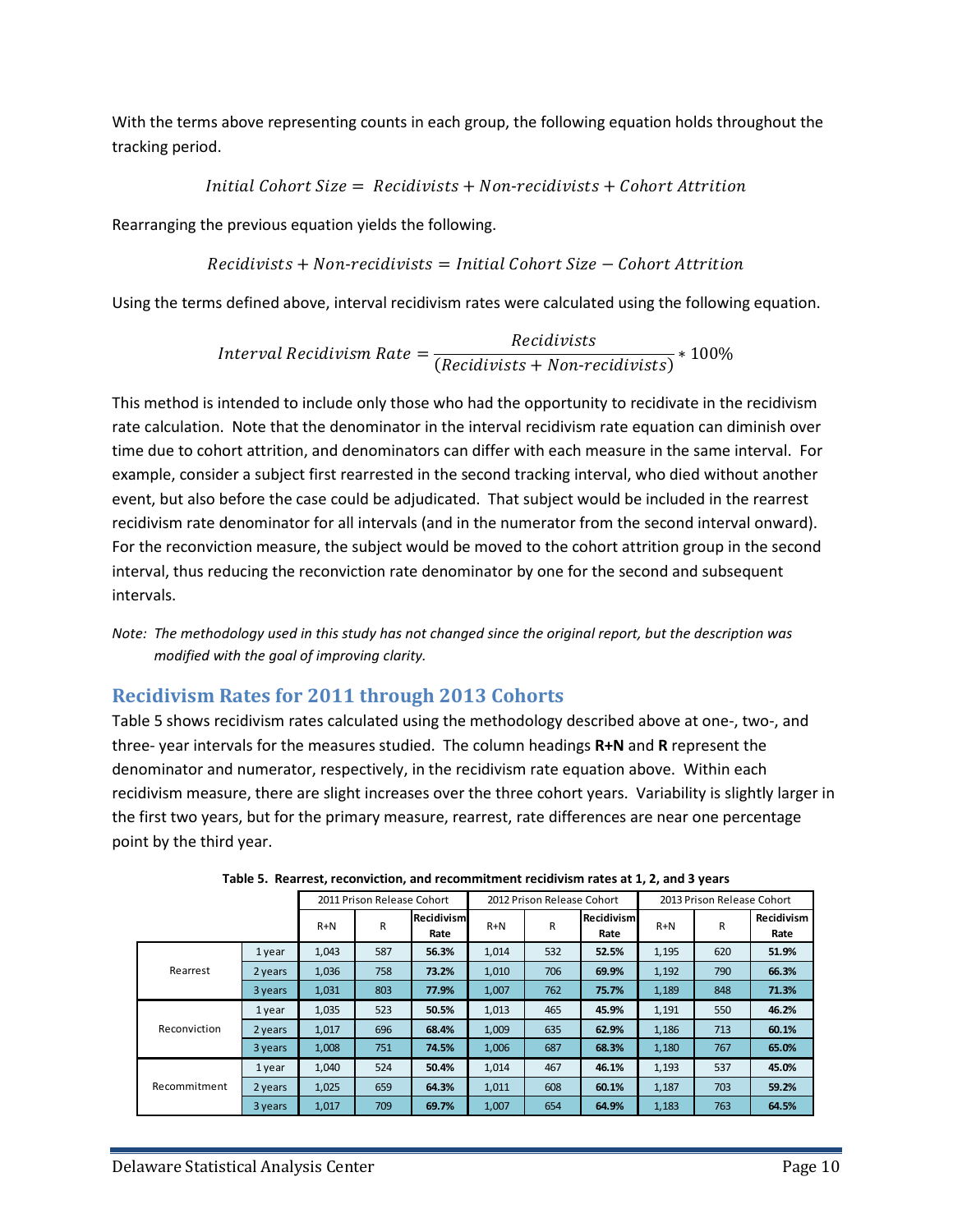With the terms above representing counts in each group, the following equation holds throughout the tracking period.

$$Initial\ Cohort\ Size = \ Recidivists + Non\text{-}recidivists + Cohort\ Attrition$$

Rearranging the previous equation yields the following.

$$Recidivists + Non\text{-}recidivists = Initial\ Cohort\ Size - Cohort\ Attrition$$

Using the terms defined above, interval recidivism rates were calculated using the following equation.

$$Interval\ Recidivism\ Rate = \frac{Recidivists}{(Recidivists + Non\text{-}recidivists)} * 100\%$$

This method is intended to include only those who had the opportunity to recidivate in the recidivism rate calculation. Note that the denominator in the interval recidivism rate equation can diminish over time due to cohort attrition, and denominators can differ with each measure in the same interval. For example, consider a subject first rearrested in the second tracking interval, who died without another event, but also before the case could be adjudicated. That subject would be included in the rearrest recidivism rate denominator for all intervals (and in the numerator from the second interval onward). For the reconviction measure, the subject would be moved to the cohort attrition group in the second interval, thus reducing the reconviction rate denominator by one for the second and subsequent intervals.

*Note: The methodology used in this study has not changed since the original report, but the description was modified with the goal of improving clarity.*

## Recidivism Rates for 2011 through 2013 Cohorts

Table 5 shows recidivism rates calculated using the methodology described above at one-, two-, and three- year intervals for the measures studied. The column headings **R+N** and **R** represent the denominator and numerator, respectively, in the recidivism rate equation above. Within each recidivism measure, there are slight increases over the three cohort years. Variability is slightly larger in the first two years, but for the primary measure, rearrest, rate differences are near one percentage point by the third year.

**Table 5. Rearrest, reconviction, and recommitment recidivism rates at 1, 2, and 3 years**

| | | 2011 Prison Release Cohort | | | 2012 Prison Release Cohort | | | 2013 Prison Release Cohort | | |
|---|---|---|---|---|---|---|---|---|---|---|
| | | R+N | R | Recidivism Rate | R+N | R | Recidivism Rate | R+N | R | Recidivism Rate |
| Rearrest | 1 year | 1,043 | 587 | **56.3%** | 1,014 | 532 | **52.5%** | 1,195 | 620 | **51.9%** |
| | 2 years | 1,036 | 758 | **73.2%** | 1,010 | 706 | **69.9%** | 1,192 | 790 | **66.3%** |
| | 3 years | 1,031 | 803 | **77.9%** | 1,007 | 762 | **75.7%** | 1,189 | 848 | **71.3%** |
| Reconviction | 1 year | 1,035 | 523 | **50.5%** | 1,013 | 465 | **45.9%** | 1,191 | 550 | **46.2%** |
| | 2 years | 1,017 | 696 | **68.4%** | 1,009 | 635 | **62.9%** | 1,186 | 713 | **60.1%** |
| | 3 years | 1,008 | 751 | **74.5%** | 1,006 | 687 | **68.3%** | 1,180 | 767 | **65.0%** |
| Recommitment | 1 year | 1,040 | 524 | **50.4%** | 1,014 | 467 | **46.1%** | 1,193 | 537 | **45.0%** |
| | 2 years | 1,025 | 659 | **64.3%** | 1,011 | 608 | **60.1%** | 1,187 | 703 | **59.2%** |
| | 3 years | 1,017 | 709 | **69.7%** | 1,007 | 654 | **64.9%** | 1,183 | 763 | **64.5%** |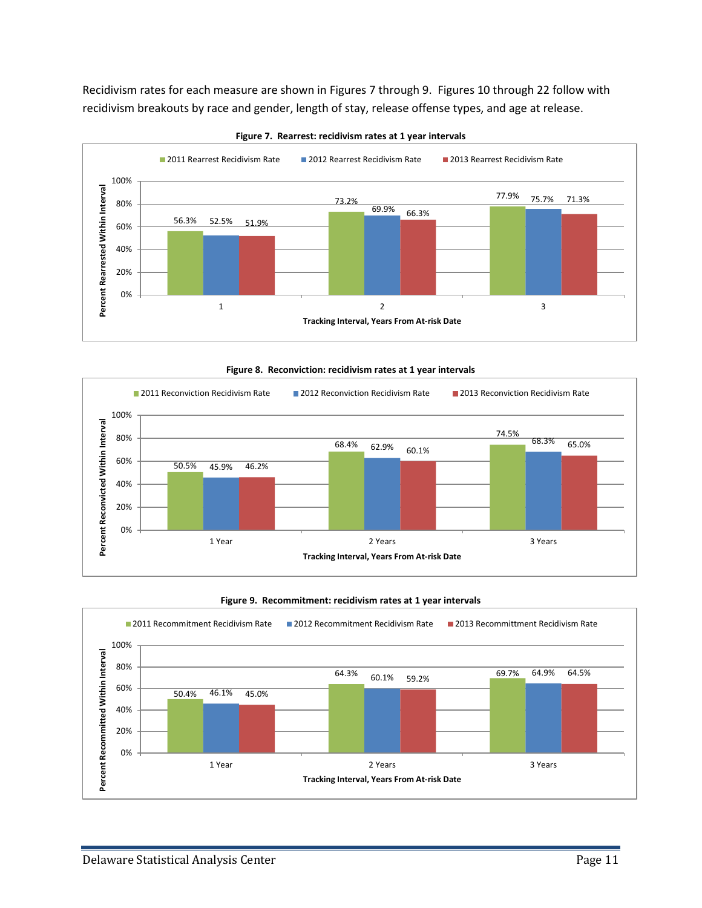Recidivism rates for each measure are shown in Figures 7 through 9. Figures 10 through 22 follow with recidivism breakouts by race and gender, length of stay, release offense types, and age at release.

**Figure 7. Rearrest: recidivism rates at 1 year intervals**

| Tracking Interval, Years From At-risk Date | 2011 Rearrest Recidivism Rate | 2012 Rearrest Recidivism Rate | 2013 Rearrest Recidivism Rate |
|---|---|---|---|
| 1 | 56.3% | 52.5% | 51.9% |
| 2 | 73.2% | 69.9% | 66.3% |
| 3 | 77.9% | 75.7% | 71.3% |

**Figure 8. Reconviction: recidivism rates at 1 year intervals**

| Tracking Interval, Years From At-risk Date | 2011 Reconviction Recidivism Rate | 2012 Reconviction Recidivism Rate | 2013 Reconviction Recidivism Rate |
|---|---|---|---|
| 1 Year | 50.5% | 45.9% | 46.2% |
| 2 Years | 68.4% | 62.9% | 60.1% |
| 3 Years | 74.5% | 68.3% | 65.0% |

**Figure 9. Recommitment: recidivism rates at 1 year intervals**

| Tracking Interval, Years From At-risk Date | 2011 Recommitment Recidivism Rate | 2012 Recommitment Recidivism Rate | 2013 Recommittment Recidivism Rate |
|---|---|---|---|
| 1 Year | 50.4% | 46.1% | 45.0% |
| 2 Years | 64.3% | 60.1% | 59.2% |
| 3 Years | 69.7% | 64.9% | 64.5% |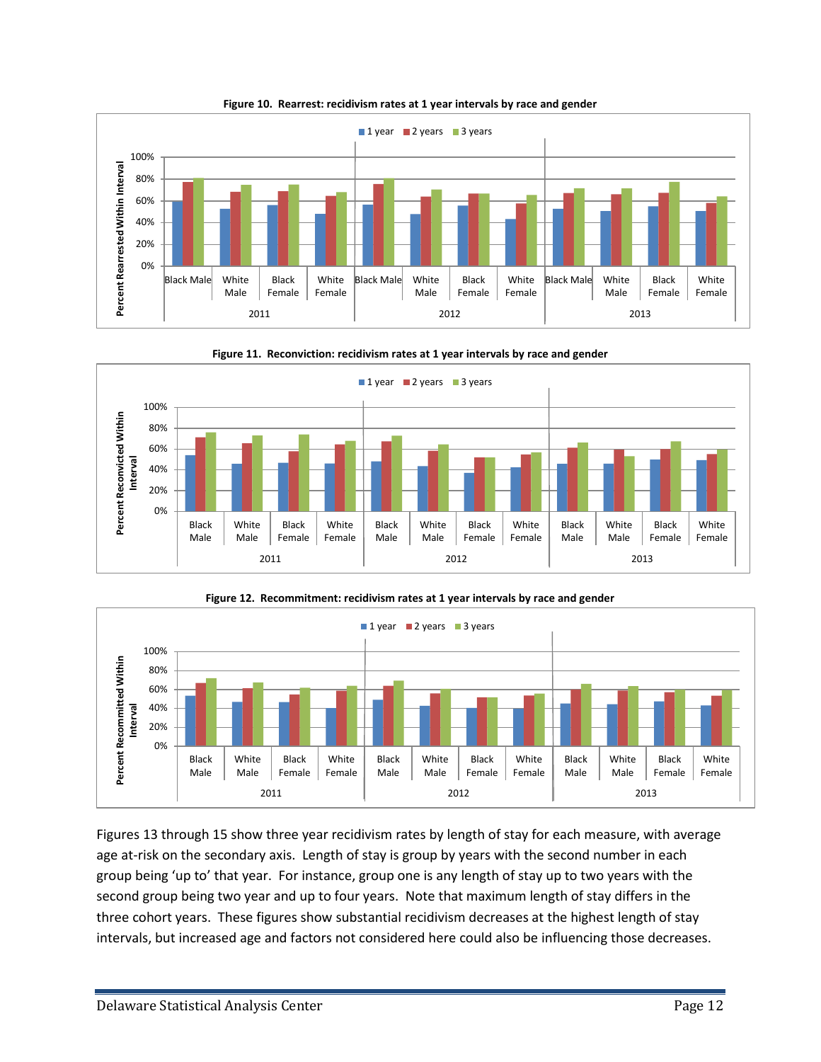**Figure 10. Rearrest: recidivism rates at 1 year intervals by race and gender**

**Figure 11. Reconviction: recidivism rates at 1 year intervals by race and gender**

**Figure 12. Recommitment: recidivism rates at 1 year intervals by race and gender**

Figures 13 through 15 show three year recidivism rates by length of stay for each measure, with average age at-risk on the secondary axis. Length of stay is group by years with the second number in each group being 'up to' that year. For instance, group one is any length of stay up to two years with the second group being two year and up to four years. Note that maximum length of stay differs in the three cohort years. These figures show substantial recidivism decreases at the highest length of stay intervals, but increased age and factors not considered here could also be influencing those decreases.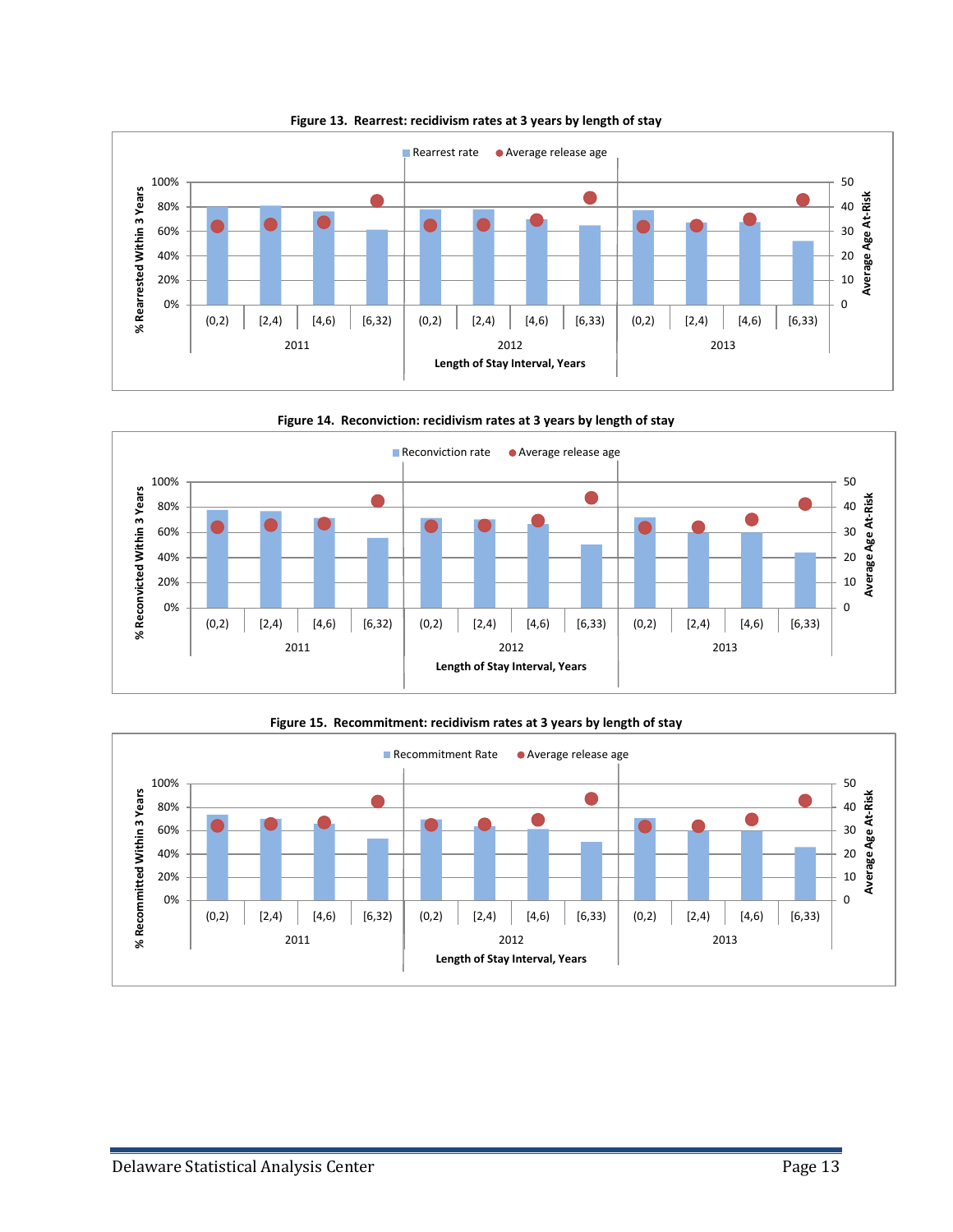**Figure 13. Rearrest: recidivism rates at 3 years by length of stay**

**Figure 14. Reconviction: recidivism rates at 3 years by length of stay**

**Figure 15. Recommitment: recidivism rates at 3 years by length of stay**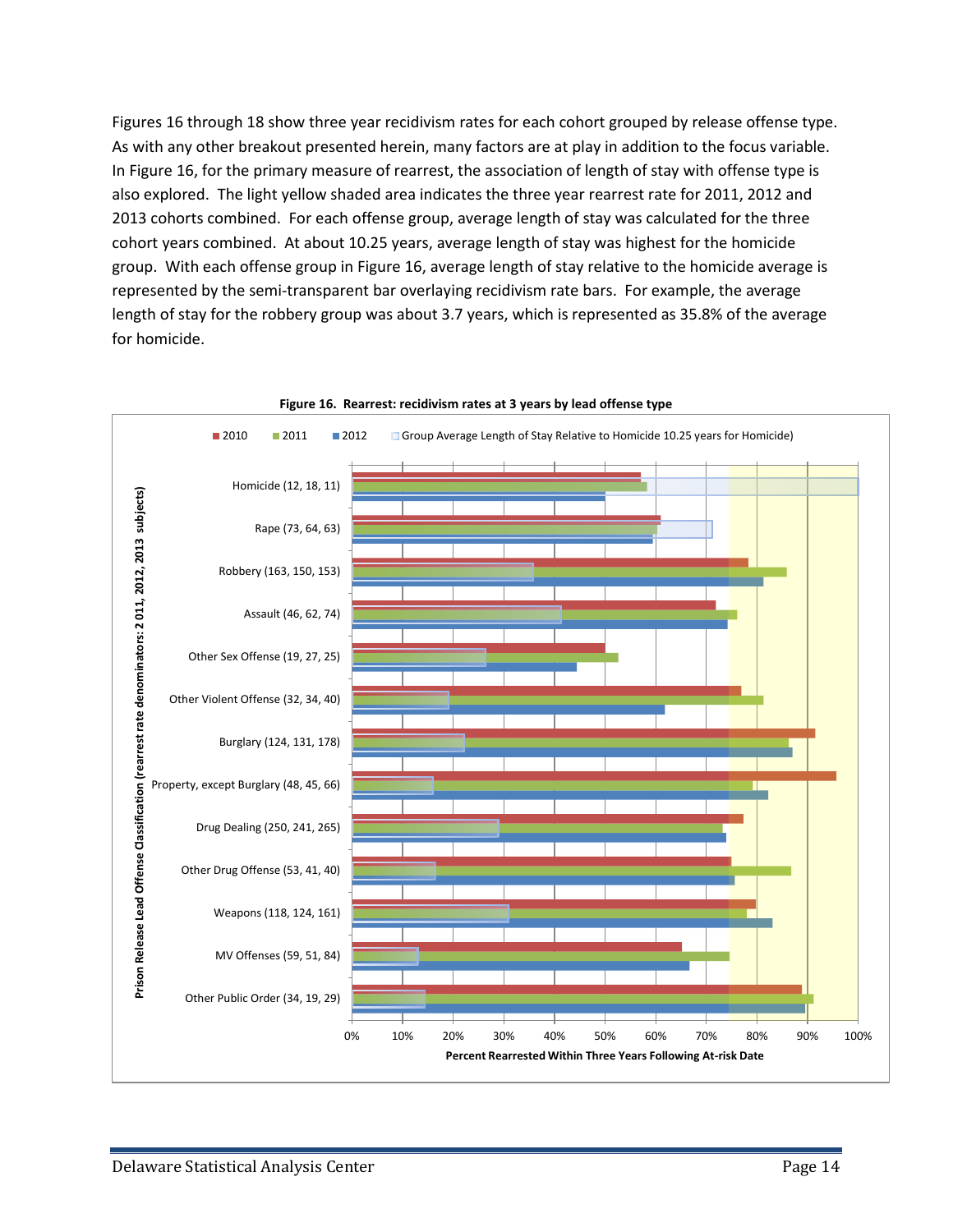Figures 16 through 18 show three year recidivism rates for each cohort grouped by release offense type. As with any other breakout presented herein, many factors are at play in addition to the focus variable. In Figure 16, for the primary measure of rearrest, the association of length of stay with offense type is also explored. The light yellow shaded area indicates the three year rearrest rate for 2011, 2012 and 2013 cohorts combined. For each offense group, average length of stay was calculated for the three cohort years combined. At about 10.25 years, average length of stay was highest for the homicide group. With each offense group in Figure 16, average length of stay relative to the homicide average is represented by the semi-transparent bar overlaying recidivism rate bars. For example, the average length of stay for the robbery group was about 3.7 years, which is represented as 35.8% of the average for homicide.

**Figure 16. Rearrest: recidivism rates at 3 years by lead offense type**

Legend: 2010, 2011, 2012, Group Average Length of Stay Relative to Homicide 10.25 years for Homicide)

Y-axis: Prison Release Lead Offense Classification (rearrest rate denominators: 2 011, 2012, 2013 subjects)

Categories: Homicide (12, 18, 11); Rape (73, 64, 63); Robbery (163, 150, 153); Assault (46, 62, 74); Other Sex Offense (19, 27, 25); Other Violent Offense (32, 34, 40); Burglary (124, 131, 178); Property, except Burglary (48, 45, 66); Drug Dealing (250, 241, 265); Other Drug Offense (53, 41, 40); Weapons (118, 124, 161); MV Offenses (59, 51, 84); Other Public Order (34, 19, 29)

X-axis: Percent Rearrested Within Three Years Following At-risk Date (0% to 100%)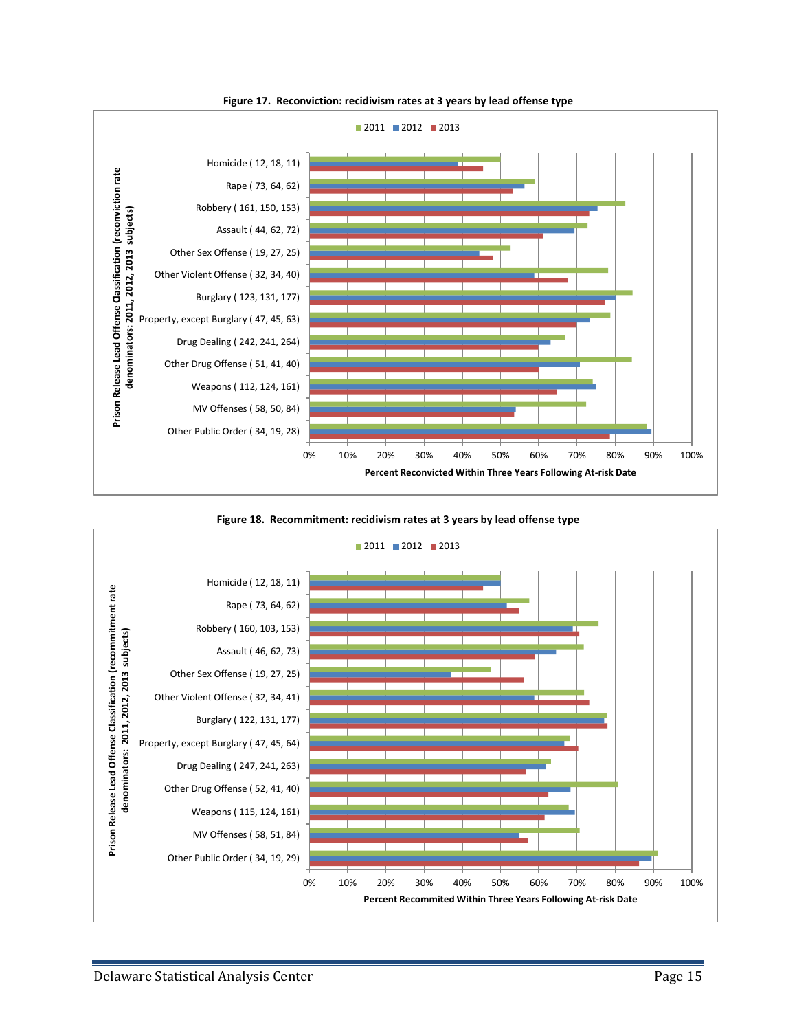**Figure 17. Reconviction: recidivism rates at 3 years by lead offense type**

2011 | 2012 | 2013

Prison Release Lead Offense Classification (reconviction rate denominators: 2011, 2012, 2013 subjects)

- Homicide ( 12, 18, 11)
- Rape ( 73, 64, 62)
- Robbery ( 161, 150, 153)
- Assault ( 44, 62, 72)
- Other Sex Offense ( 19, 27, 25)
- Other Violent Offense ( 32, 34, 40)
- Burglary ( 123, 131, 177)
- Property, except Burglary ( 47, 45, 63)
- Drug Dealing ( 242, 241, 264)
- Other Drug Offense ( 51, 41, 40)
- Weapons ( 112, 124, 161)
- MV Offenses ( 58, 50, 84)
- Other Public Order ( 34, 19, 28)

0% 10% 20% 30% 40% 50% 60% 70% 80% 90% 100%

Percent Reconvicted Within Three Years Following At-risk Date

**Figure 18. Recommitment: recidivism rates at 3 years by lead offense type**

2011 | 2012 | 2013

Prison Release Lead Offense Classification (recommitment rate denominators: 2011, 2012, 2013 subjects)

- Homicide ( 12, 18, 11)
- Rape ( 73, 64, 62)
- Robbery ( 160, 103, 153)
- Assault ( 46, 62, 73)
- Other Sex Offense ( 19, 27, 25)
- Other Violent Offense ( 32, 34, 41)
- Burglary ( 122, 131, 177)
- Property, except Burglary ( 47, 45, 64)
- Drug Dealing ( 247, 241, 263)
- Other Drug Offense ( 52, 41, 40)
- Weapons ( 115, 124, 161)
- MV Offenses ( 58, 51, 84)
- Other Public Order ( 34, 19, 29)

0% 10% 20% 30% 40% 50% 60% 70% 80% 90% 100%

Percent Recommited Within Three Years Following At-risk Date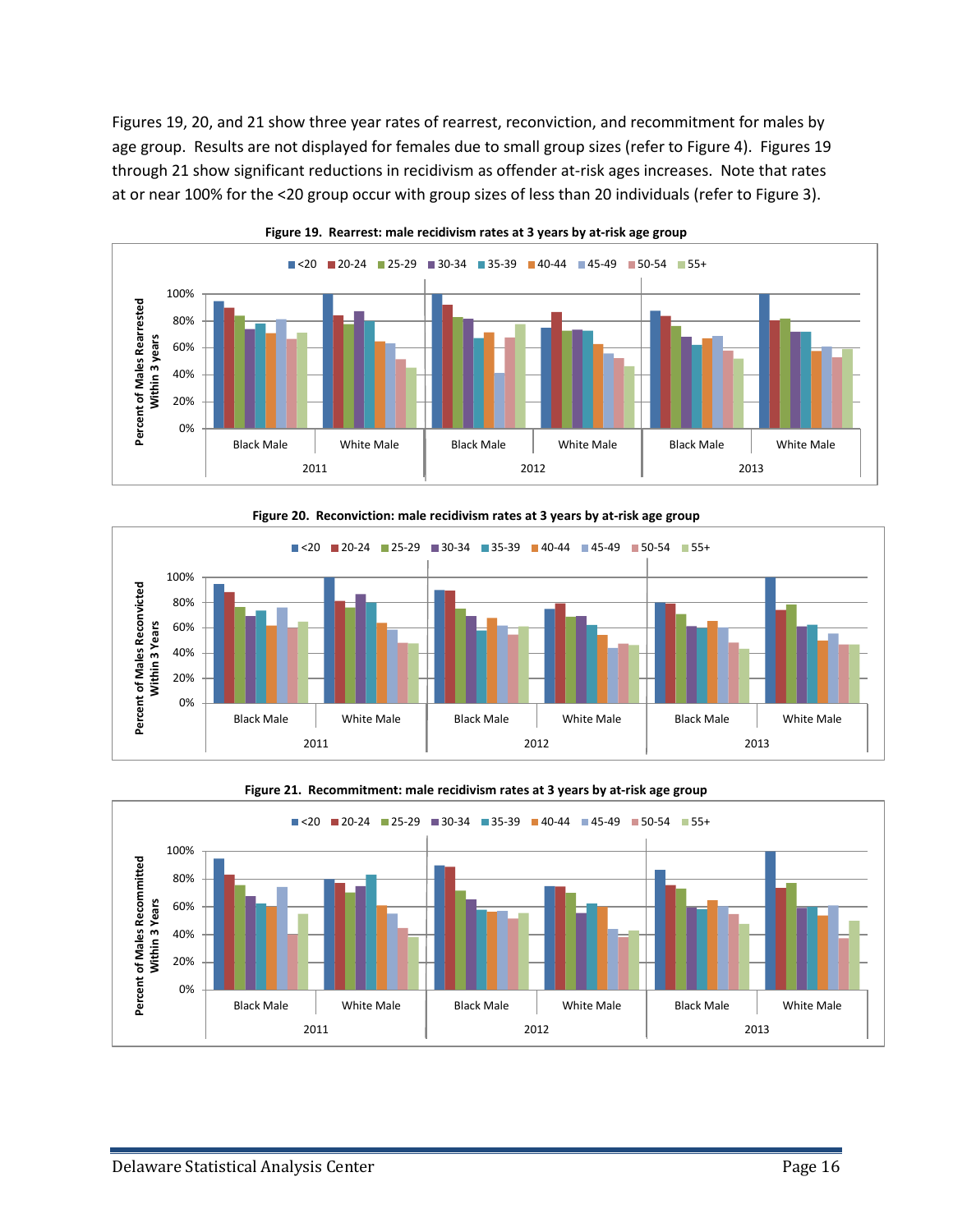Figures 19, 20, and 21 show three year rates of rearrest, reconviction, and recommitment for males by age group. Results are not displayed for females due to small group sizes (refer to Figure 4). Figures 19 through 21 show significant reductions in recidivism as offender at-risk ages increases. Note that rates at or near 100% for the <20 group occur with group sizes of less than 20 individuals (refer to Figure 3).

**Figure 19. Rearrest: male recidivism rates at 3 years by at-risk age group**

**Figure 20. Reconviction: male recidivism rates at 3 years by at-risk age group**

**Figure 21. Recommitment: male recidivism rates at 3 years by at-risk age group**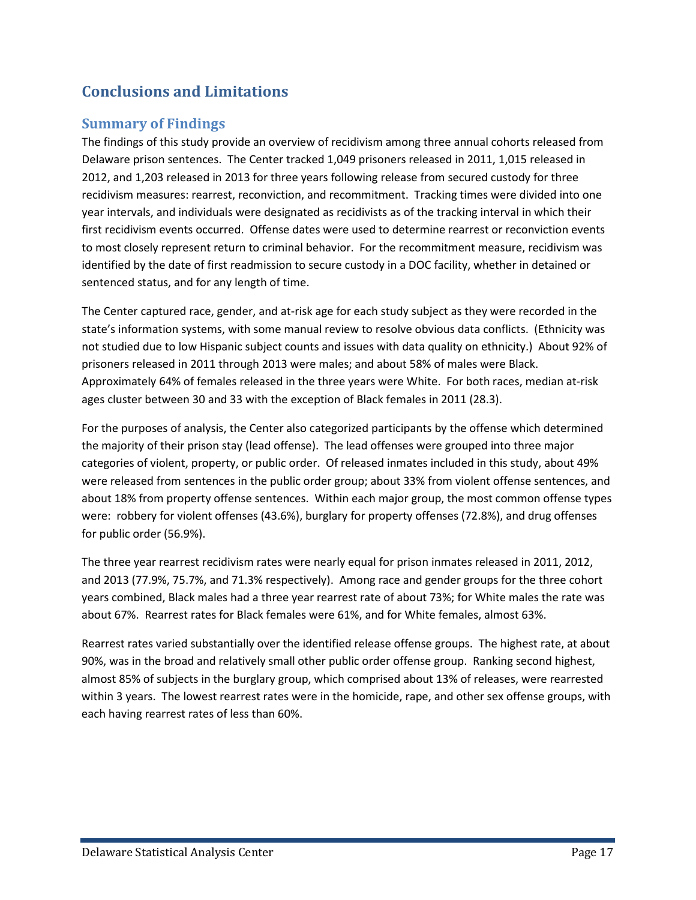# Conclusions and Limitations

## Summary of Findings

The findings of this study provide an overview of recidivism among three annual cohorts released from Delaware prison sentences. The Center tracked 1,049 prisoners released in 2011, 1,015 released in 2012, and 1,203 released in 2013 for three years following release from secured custody for three recidivism measures: rearrest, reconviction, and recommitment. Tracking times were divided into one year intervals, and individuals were designated as recidivists as of the tracking interval in which their first recidivism events occurred. Offense dates were used to determine rearrest or reconviction events to most closely represent return to criminal behavior. For the recommitment measure, recidivism was identified by the date of first readmission to secure custody in a DOC facility, whether in detained or sentenced status, and for any length of time.

The Center captured race, gender, and at-risk age for each study subject as they were recorded in the state's information systems, with some manual review to resolve obvious data conflicts. (Ethnicity was not studied due to low Hispanic subject counts and issues with data quality on ethnicity.) About 92% of prisoners released in 2011 through 2013 were males; and about 58% of males were Black. Approximately 64% of females released in the three years were White. For both races, median at-risk ages cluster between 30 and 33 with the exception of Black females in 2011 (28.3).

For the purposes of analysis, the Center also categorized participants by the offense which determined the majority of their prison stay (lead offense). The lead offenses were grouped into three major categories of violent, property, or public order. Of released inmates included in this study, about 49% were released from sentences in the public order group; about 33% from violent offense sentences, and about 18% from property offense sentences. Within each major group, the most common offense types were: robbery for violent offenses (43.6%), burglary for property offenses (72.8%), and drug offenses for public order (56.9%).

The three year rearrest recidivism rates were nearly equal for prison inmates released in 2011, 2012, and 2013 (77.9%, 75.7%, and 71.3% respectively). Among race and gender groups for the three cohort years combined, Black males had a three year rearrest rate of about 73%; for White males the rate was about 67%. Rearrest rates for Black females were 61%, and for White females, almost 63%.

Rearrest rates varied substantially over the identified release offense groups. The highest rate, at about 90%, was in the broad and relatively small other public order offense group. Ranking second highest, almost 85% of subjects in the burglary group, which comprised about 13% of releases, were rearrested within 3 years. The lowest rearrest rates were in the homicide, rape, and other sex offense groups, with each having rearrest rates of less than 60%.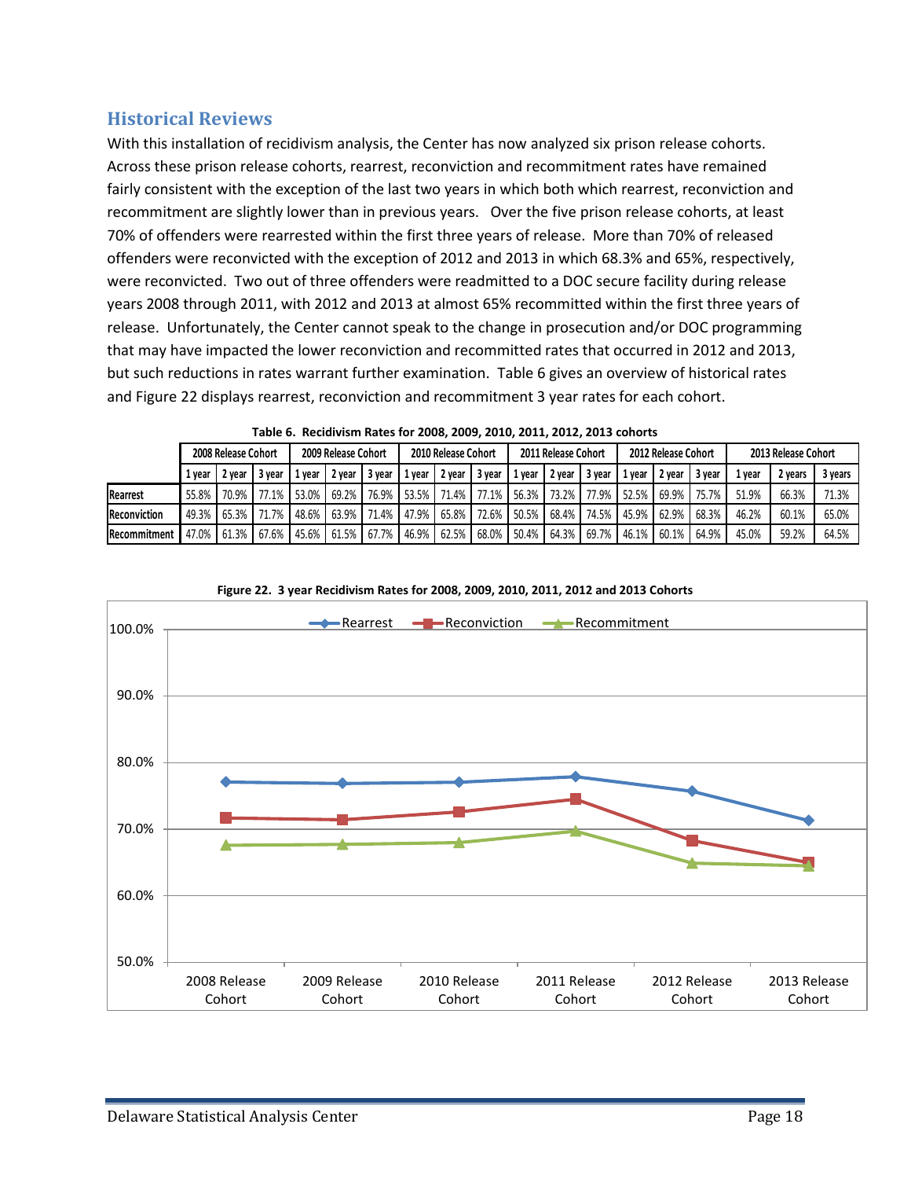## Historical Reviews

With this installation of recidivism analysis, the Center has now analyzed six prison release cohorts. Across these prison release cohorts, rearrest, reconviction and recommitment rates have remained fairly consistent with the exception of the last two years in which both which rearrest, reconviction and recommitment are slightly lower than in previous years. Over the five prison release cohorts, at least 70% of offenders were rearrested within the first three years of release. More than 70% of released offenders were reconvicted with the exception of 2012 and 2013 in which 68.3% and 65%, respectively, were reconvicted. Two out of three offenders were readmitted to a DOC secure facility during release years 2008 through 2011, with 2012 and 2013 at almost 65% recommitted within the first three years of release. Unfortunately, the Center cannot speak to the change in prosecution and/or DOC programming that may have impacted the lower reconviction and recommitted rates that occurred in 2012 and 2013, but such reductions in rates warrant further examination. Table 6 gives an overview of historical rates and Figure 22 displays rearrest, reconviction and recommitment 3 year rates for each cohort.

**Table 6. Recidivism Rates for 2008, 2009, 2010, 2011, 2012, 2013 cohorts**

| | 2008 Release Cohort | | | 2009 Release Cohort | | | 2010 Release Cohort | | | 2011 Release Cohort | | | 2012 Release Cohort | | | 2013 Release Cohort | | |
|---|---|---|---|---|---|---|---|---|---|---|---|---|---|---|---|---|---|---|
| | 1 year | 2 year | 3 year | 1 year | 2 year | 3 year | 1 year | 2 year | 3 year | 1 year | 2 year | 3 year | 1 year | 2 year | 3 year | 1 year | 2 years | 3 years |
| Rearrest | 55.8% | 70.9% | 77.1% | 53.0% | 69.2% | 76.9% | 53.5% | 71.4% | 77.1% | 56.3% | 73.2% | 77.9% | 52.5% | 69.9% | 75.7% | 51.9% | 66.3% | 71.3% |
| Reconviction | 49.3% | 65.3% | 71.7% | 48.6% | 63.9% | 71.4% | 47.9% | 65.8% | 72.6% | 50.5% | 68.4% | 74.5% | 45.9% | 62.9% | 68.3% | 46.2% | 60.1% | 65.0% |
| Recommitment | 47.0% | 61.3% | 67.6% | 45.6% | 61.5% | 67.7% | 46.9% | 62.5% | 68.0% | 50.4% | 64.3% | 69.7% | 46.1% | 60.1% | 64.9% | 45.0% | 59.2% | 64.5% |

**Figure 22. 3 year Recidivism Rates for 2008, 2009, 2010, 2011, 2012 and 2013 Cohorts**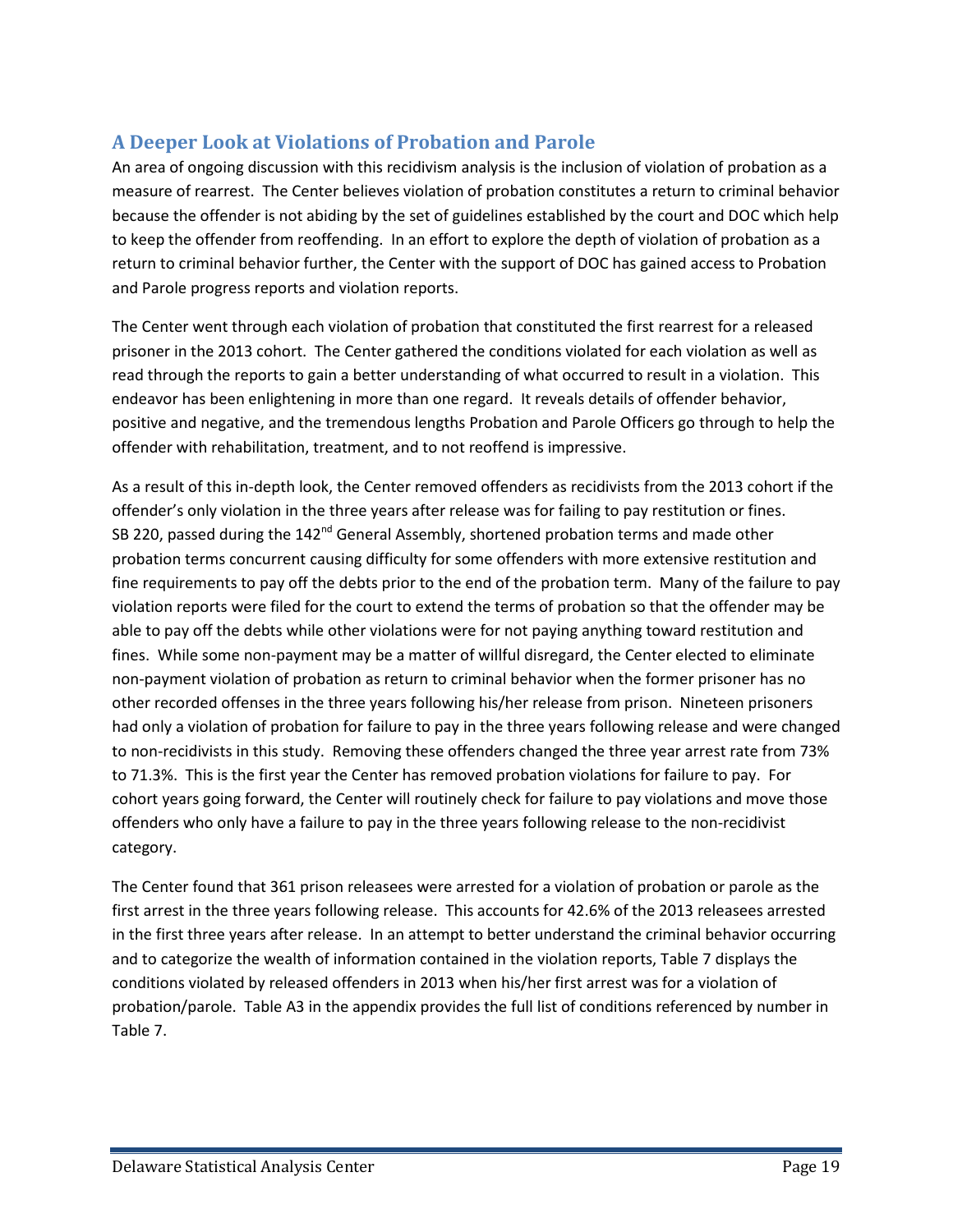## A Deeper Look at Violations of Probation and Parole

An area of ongoing discussion with this recidivism analysis is the inclusion of violation of probation as a measure of rearrest. The Center believes violation of probation constitutes a return to criminal behavior because the offender is not abiding by the set of guidelines established by the court and DOC which help to keep the offender from reoffending. In an effort to explore the depth of violation of probation as a return to criminal behavior further, the Center with the support of DOC has gained access to Probation and Parole progress reports and violation reports.

The Center went through each violation of probation that constituted the first rearrest for a released prisoner in the 2013 cohort. The Center gathered the conditions violated for each violation as well as read through the reports to gain a better understanding of what occurred to result in a violation. This endeavor has been enlightening in more than one regard. It reveals details of offender behavior, positive and negative, and the tremendous lengths Probation and Parole Officers go through to help the offender with rehabilitation, treatment, and to not reoffend is impressive.

As a result of this in-depth look, the Center removed offenders as recidivists from the 2013 cohort if the offender's only violation in the three years after release was for failing to pay restitution or fines. SB 220, passed during the 142nd General Assembly, shortened probation terms and made other probation terms concurrent causing difficulty for some offenders with more extensive restitution and fine requirements to pay off the debts prior to the end of the probation term. Many of the failure to pay violation reports were filed for the court to extend the terms of probation so that the offender may be able to pay off the debts while other violations were for not paying anything toward restitution and fines. While some non-payment may be a matter of willful disregard, the Center elected to eliminate non-payment violation of probation as return to criminal behavior when the former prisoner has no other recorded offenses in the three years following his/her release from prison. Nineteen prisoners had only a violation of probation for failure to pay in the three years following release and were changed to non-recidivists in this study. Removing these offenders changed the three year arrest rate from 73% to 71.3%. This is the first year the Center has removed probation violations for failure to pay. For cohort years going forward, the Center will routinely check for failure to pay violations and move those offenders who only have a failure to pay in the three years following release to the non-recidivist category.

The Center found that 361 prison releasees were arrested for a violation of probation or parole as the first arrest in the three years following release. This accounts for 42.6% of the 2013 releasees arrested in the first three years after release. In an attempt to better understand the criminal behavior occurring and to categorize the wealth of information contained in the violation reports, Table 7 displays the conditions violated by released offenders in 2013 when his/her first arrest was for a violation of probation/parole. Table A3 in the appendix provides the full list of conditions referenced by number in Table 7.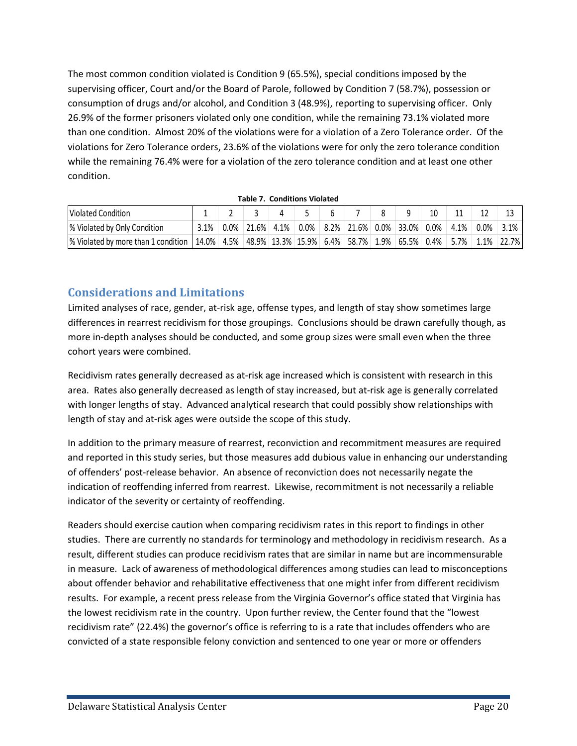The most common condition violated is Condition 9 (65.5%), special conditions imposed by the supervising officer, Court and/or the Board of Parole, followed by Condition 7 (58.7%), possession or consumption of drugs and/or alcohol, and Condition 3 (48.9%), reporting to supervising officer. Only 26.9% of the former prisoners violated only one condition, while the remaining 73.1% violated more than one condition. Almost 20% of the violations were for a violation of a Zero Tolerance order. Of the violations for Zero Tolerance orders, 23.6% of the violations were for only the zero tolerance condition while the remaining 76.4% were for a violation of the zero tolerance condition and at least one other condition.

**Table 7. Conditions Violated**

| Violated Condition | 1 | 2 | 3 | 4 | 5 | 6 | 7 | 8 | 9 | 10 | 11 | 12 | 13 |
|---|---|---|---|---|---|---|---|---|---|---|---|---|---|
| % Violated by Only Condition | 3.1% | 0.0% | 21.6% | 4.1% | 0.0% | 8.2% | 21.6% | 0.0% | 33.0% | 0.0% | 4.1% | 0.0% | 3.1% |
| % Violated by more than 1 condition | 14.0% | 4.5% | 48.9% | 13.3% | 15.9% | 6.4% | 58.7% | 1.9% | 65.5% | 0.4% | 5.7% | 1.1% | 22.7% |

## Considerations and Limitations

Limited analyses of race, gender, at-risk age, offense types, and length of stay show sometimes large differences in rearrest recidivism for those groupings. Conclusions should be drawn carefully though, as more in-depth analyses should be conducted, and some group sizes were small even when the three cohort years were combined.

Recidivism rates generally decreased as at-risk age increased which is consistent with research in this area. Rates also generally decreased as length of stay increased, but at-risk age is generally correlated with longer lengths of stay. Advanced analytical research that could possibly show relationships with length of stay and at-risk ages were outside the scope of this study.

In addition to the primary measure of rearrest, reconviction and recommitment measures are required and reported in this study series, but those measures add dubious value in enhancing our understanding of offenders' post-release behavior. An absence of reconviction does not necessarily negate the indication of reoffending inferred from rearrest. Likewise, recommitment is not necessarily a reliable indicator of the severity or certainty of reoffending.

Readers should exercise caution when comparing recidivism rates in this report to findings in other studies. There are currently no standards for terminology and methodology in recidivism research. As a result, different studies can produce recidivism rates that are similar in name but are incommensurable in measure. Lack of awareness of methodological differences among studies can lead to misconceptions about offender behavior and rehabilitative effectiveness that one might infer from different recidivism results. For example, a recent press release from the Virginia Governor's office stated that Virginia has the lowest recidivism rate in the country. Upon further review, the Center found that the "lowest recidivism rate" (22.4%) the governor's office is referring to is a rate that includes offenders who are convicted of a state responsible felony conviction and sentenced to one year or more or offenders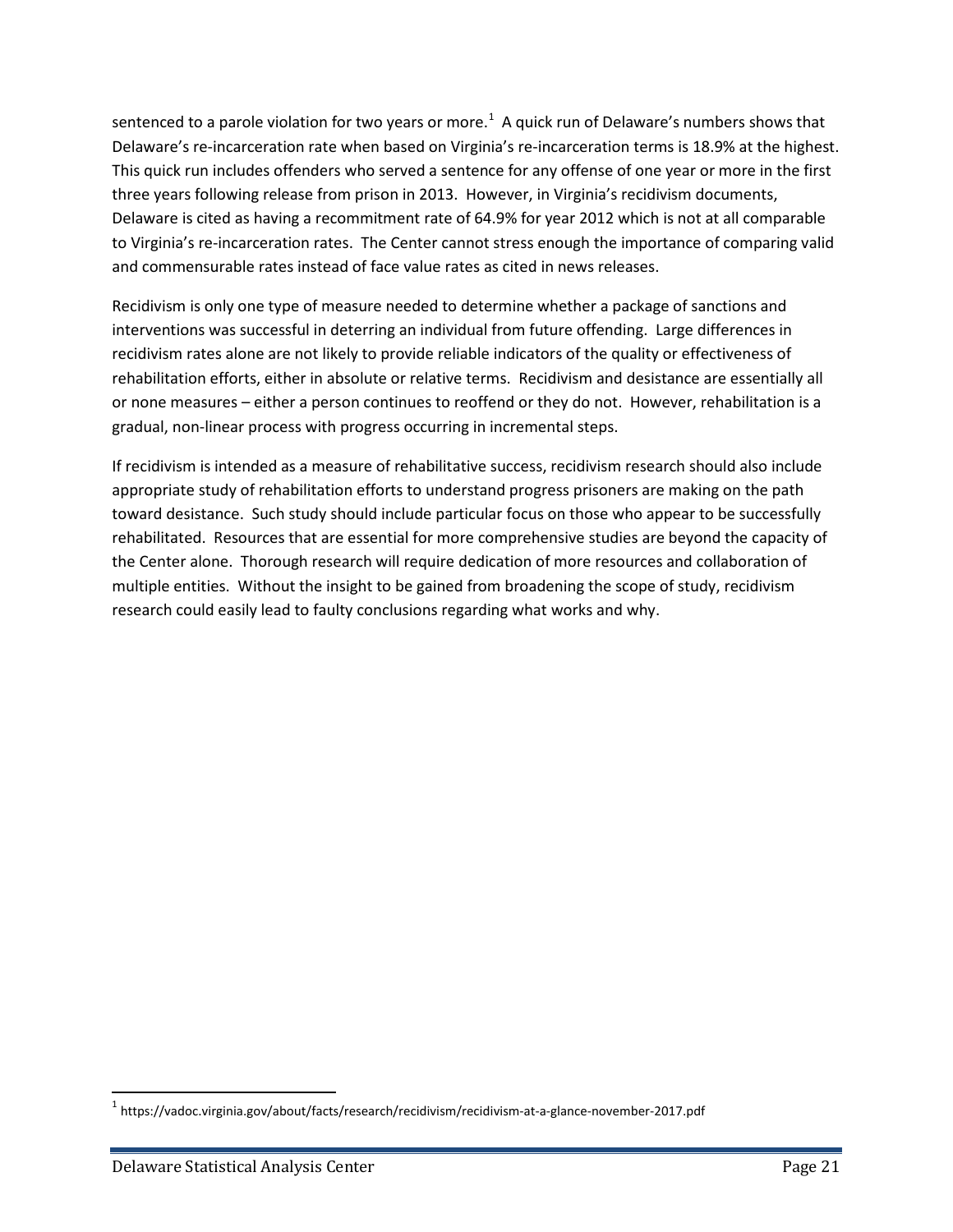sentenced to a parole violation for two years or more.[1] A quick run of Delaware's numbers shows that Delaware's re-incarceration rate when based on Virginia's re-incarceration terms is 18.9% at the highest. This quick run includes offenders who served a sentence for any offense of one year or more in the first three years following release from prison in 2013. However, in Virginia's recidivism documents, Delaware is cited as having a recommitment rate of 64.9% for year 2012 which is not at all comparable to Virginia's re-incarceration rates. The Center cannot stress enough the importance of comparing valid and commensurable rates instead of face value rates as cited in news releases.

Recidivism is only one type of measure needed to determine whether a package of sanctions and interventions was successful in deterring an individual from future offending. Large differences in recidivism rates alone are not likely to provide reliable indicators of the quality or effectiveness of rehabilitation efforts, either in absolute or relative terms. Recidivism and desistance are essentially all or none measures – either a person continues to reoffend or they do not. However, rehabilitation is a gradual, non-linear process with progress occurring in incremental steps.

If recidivism is intended as a measure of rehabilitative success, recidivism research should also include appropriate study of rehabilitation efforts to understand progress prisoners are making on the path toward desistance. Such study should include particular focus on those who appear to be successfully rehabilitated. Resources that are essential for more comprehensive studies are beyond the capacity of the Center alone. Thorough research will require dedication of more resources and collaboration of multiple entities. Without the insight to be gained from broadening the scope of study, recidivism research could easily lead to faulty conclusions regarding what works and why.

[1] https://vadoc.virginia.gov/about/facts/research/recidivism/recidivism-at-a-glance-november-2017.pdf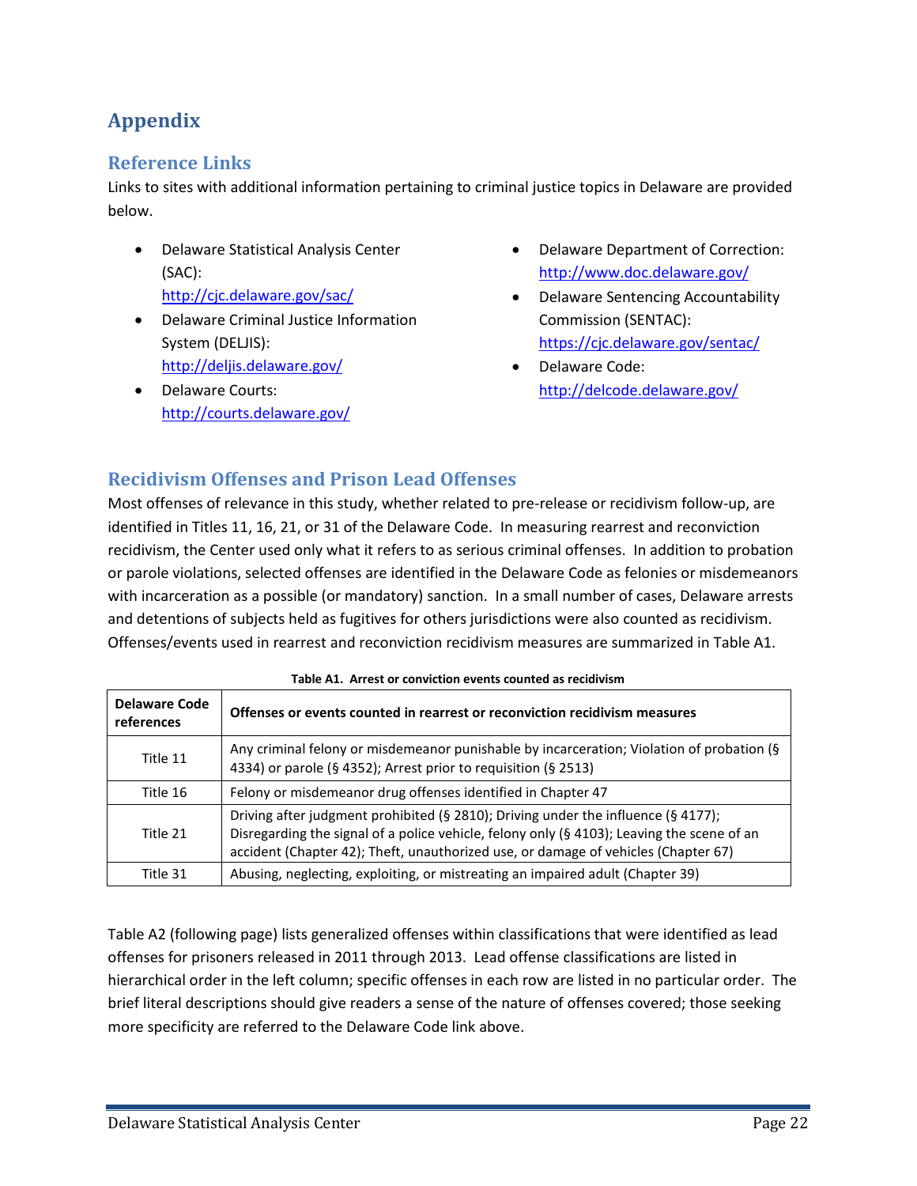# Appendix

## Reference Links

Links to sites with additional information pertaining to criminal justice topics in Delaware are provided below.

- Delaware Statistical Analysis Center (SAC): http://cjc.delaware.gov/sac/
- Delaware Criminal Justice Information System (DELJIS): http://deljis.delaware.gov/
- Delaware Courts: http://courts.delaware.gov/
- Delaware Department of Correction: http://www.doc.delaware.gov/
- Delaware Sentencing Accountability Commission (SENTAC): https://cjc.delaware.gov/sentac/
- Delaware Code: http://delcode.delaware.gov/

## Recidivism Offenses and Prison Lead Offenses

Most offenses of relevance in this study, whether related to pre-release or recidivism follow-up, are identified in Titles 11, 16, 21, or 31 of the Delaware Code. In measuring rearrest and reconviction recidivism, the Center used only what it refers to as serious criminal offenses. In addition to probation or parole violations, selected offenses are identified in the Delaware Code as felonies or misdemeanors with incarceration as a possible (or mandatory) sanction. In a small number of cases, Delaware arrests and detentions of subjects held as fugitives for others jurisdictions were also counted as recidivism. Offenses/events used in rearrest and reconviction recidivism measures are summarized in Table A1.

**Table A1. Arrest or conviction events counted as recidivism**

| Delaware Code references | Offenses or events counted in rearrest or reconviction recidivism measures |
|---|---|
| Title 11 | Any criminal felony or misdemeanor punishable by incarceration; Violation of probation (§ 4334) or parole (§ 4352); Arrest prior to requisition (§ 2513) |
| Title 16 | Felony or misdemeanor drug offenses identified in Chapter 47 |
| Title 21 | Driving after judgment prohibited (§ 2810); Driving under the influence (§ 4177); Disregarding the signal of a police vehicle, felony only (§ 4103); Leaving the scene of an accident (Chapter 42); Theft, unauthorized use, or damage of vehicles (Chapter 67) |
| Title 31 | Abusing, neglecting, exploiting, or mistreating an impaired adult (Chapter 39) |

Table A2 (following page) lists generalized offenses within classifications that were identified as lead offenses for prisoners released in 2011 through 2013. Lead offense classifications are listed in hierarchical order in the left column; specific offenses in each row are listed in no particular order. The brief literal descriptions should give readers a sense of the nature of offenses covered; those seeking more specificity are referred to the Delaware Code link above.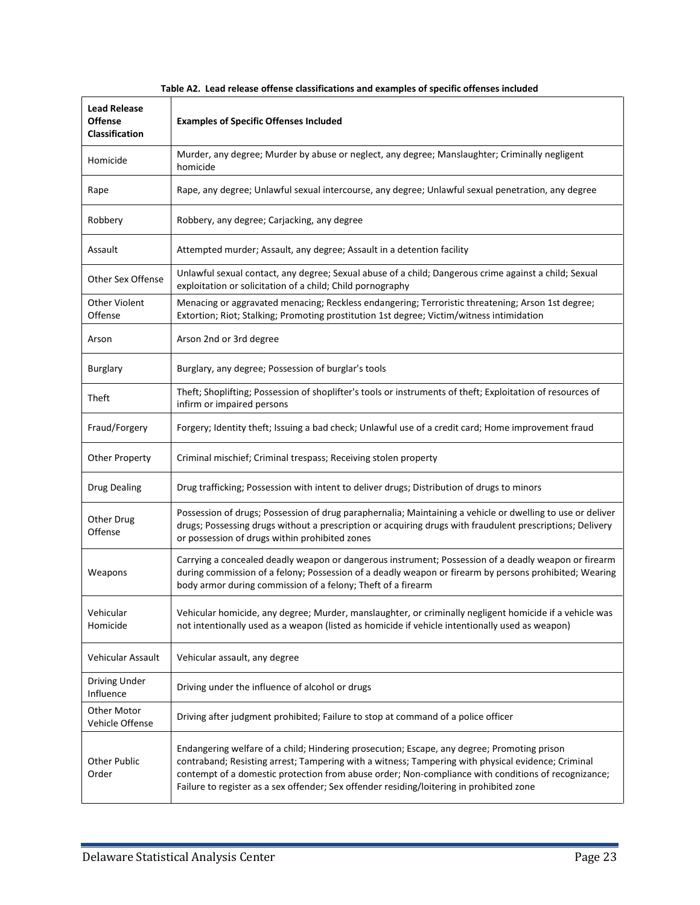**Table A2. Lead release offense classifications and examples of specific offenses included**

| Lead Release Offense Classification | Examples of Specific Offenses Included |
|---|---|
| Homicide | Murder, any degree; Murder by abuse or neglect, any degree; Manslaughter; Criminally negligent homicide |
| Rape | Rape, any degree; Unlawful sexual intercourse, any degree; Unlawful sexual penetration, any degree |
| Robbery | Robbery, any degree; Carjacking, any degree |
| Assault | Attempted murder; Assault, any degree; Assault in a detention facility |
| Other Sex Offense | Unlawful sexual contact, any degree; Sexual abuse of a child; Dangerous crime against a child; Sexual exploitation or solicitation of a child; Child pornography |
| Other Violent Offense | Menacing or aggravated menacing; Reckless endangering; Terroristic threatening; Arson 1st degree; Extortion; Riot; Stalking; Promoting prostitution 1st degree; Victim/witness intimidation |
| Arson | Arson 2nd or 3rd degree |
| Burglary | Burglary, any degree; Possession of burglar's tools |
| Theft | Theft; Shoplifting; Possession of shoplifter's tools or instruments of theft; Exploitation of resources of infirm or impaired persons |
| Fraud/Forgery | Forgery; Identity theft; Issuing a bad check; Unlawful use of a credit card; Home improvement fraud |
| Other Property | Criminal mischief; Criminal trespass; Receiving stolen property |
| Drug Dealing | Drug trafficking; Possession with intent to deliver drugs; Distribution of drugs to minors |
| Other Drug Offense | Possession of drugs; Possession of drug paraphernalia; Maintaining a vehicle or dwelling to use or deliver drugs; Possessing drugs without a prescription or acquiring drugs with fraudulent prescriptions; Delivery or possession of drugs within prohibited zones |
| Weapons | Carrying a concealed deadly weapon or dangerous instrument; Possession of a deadly weapon or firearm during commission of a felony; Possession of a deadly weapon or firearm by persons prohibited; Wearing body armor during commission of a felony; Theft of a firearm |
| Vehicular Homicide | Vehicular homicide, any degree; Murder, manslaughter, or criminally negligent homicide if a vehicle was not intentionally used as a weapon (listed as homicide if vehicle intentionally used as weapon) |
| Vehicular Assault | Vehicular assault, any degree |
| Driving Under Influence | Driving under the influence of alcohol or drugs |
| Other Motor Vehicle Offense | Driving after judgment prohibited; Failure to stop at command of a police officer |
| Other Public Order | Endangering welfare of a child; Hindering prosecution; Escape, any degree; Promoting prison contraband; Resisting arrest; Tampering with a witness; Tampering with physical evidence; Criminal contempt of a domestic protection from abuse order; Non-compliance with conditions of recognizance; Failure to register as a sex offender; Sex offender residing/loitering in prohibited zone |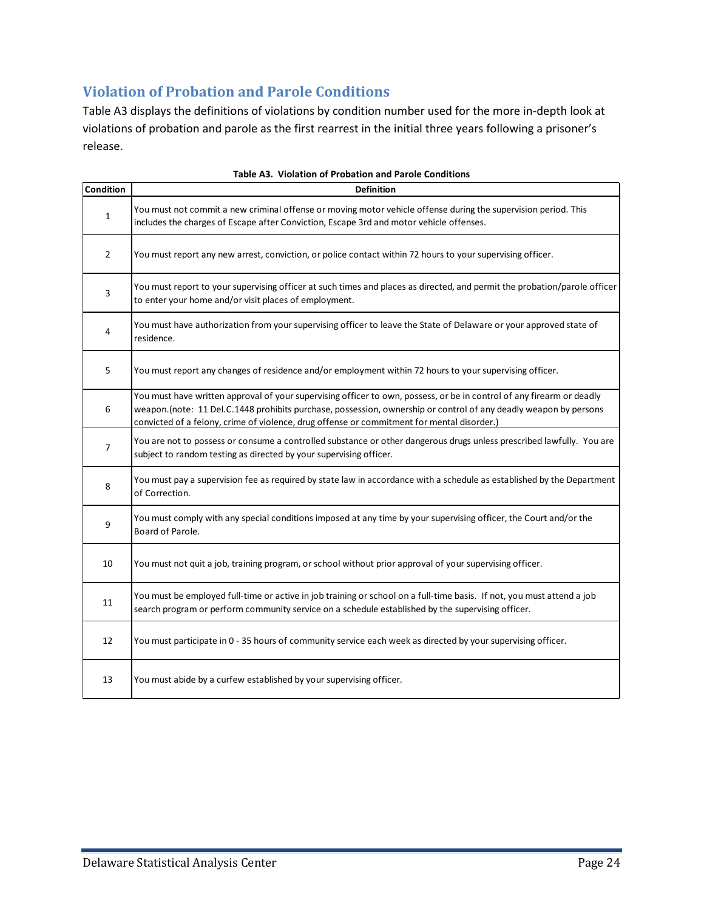## Violation of Probation and Parole Conditions

Table A3 displays the definitions of violations by condition number used for the more in-depth look at violations of probation and parole as the first rearrest in the initial three years following a prisoner's release.

**Table A3. Violation of Probation and Parole Conditions**

| Condition | Definition |
|---|---|
| 1 | You must not commit a new criminal offense or moving motor vehicle offense during the supervision period. This includes the charges of Escape after Conviction, Escape 3rd and motor vehicle offenses. |
| 2 | You must report any new arrest, conviction, or police contact within 72 hours to your supervising officer. |
| 3 | You must report to your supervising officer at such times and places as directed, and permit the probation/parole officer to enter your home and/or visit places of employment. |
| 4 | You must have authorization from your supervising officer to leave the State of Delaware or your approved state of residence. |
| 5 | You must report any changes of residence and/or employment within 72 hours to your supervising officer. |
| 6 | You must have written approval of your supervising officer to own, possess, or be in control of any firearm or deadly weapon.(note: 11 Del.C.1448 prohibits purchase, possession, ownership or control of any deadly weapon by persons convicted of a felony, crime of violence, drug offense or commitment for mental disorder.) |
| 7 | You are not to possess or consume a controlled substance or other dangerous drugs unless prescribed lawfully. You are subject to random testing as directed by your supervising officer. |
| 8 | You must pay a supervision fee as required by state law in accordance with a schedule as established by the Department of Correction. |
| 9 | You must comply with any special conditions imposed at any time by your supervising officer, the Court and/or the Board of Parole. |
| 10 | You must not quit a job, training program, or school without prior approval of your supervising officer. |
| 11 | You must be employed full-time or active in job training or school on a full-time basis. If not, you must attend a job search program or perform community service on a schedule established by the supervising officer. |
| 12 | You must participate in 0 - 35 hours of community service each week as directed by your supervising officer. |
| 13 | You must abide by a curfew established by your supervising officer. |